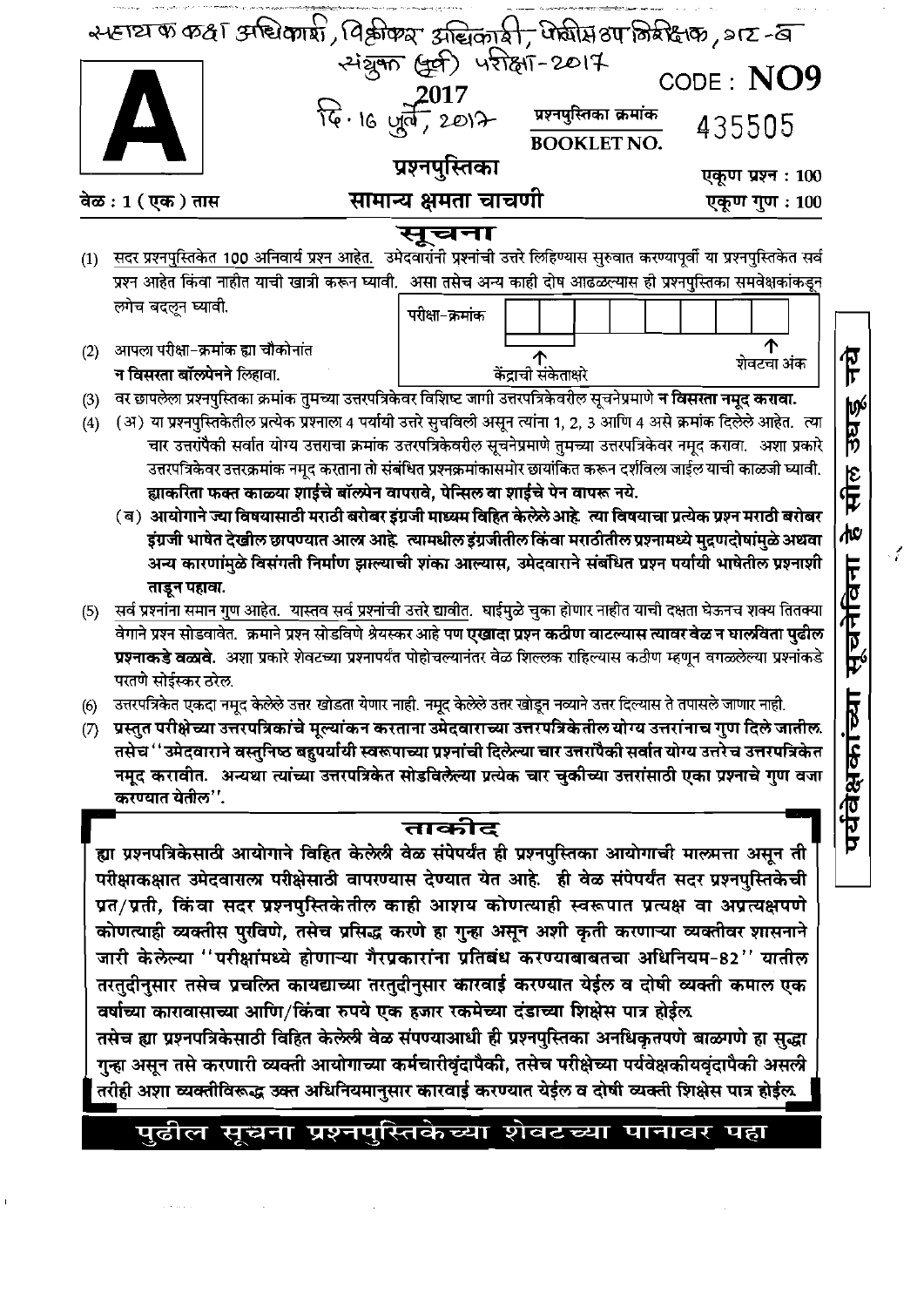सहायक कक्ष अधिकारी, विक्रीकर अधिकारी, पोलीस उप निरीक्षक, गट-ब
संयुक्त (पूर्व) परीक्षा-2017

दि. 16 जुलै, 2017

# A

**2017**

**CODE : NO9**

प्रश्नपुस्तिका क्रमांक **BOOKLET NO.** 435505

**प्रश्नपुस्तिका**

**सामान्य क्षमता चाचणी**

वेळ : 1 (एक) तास

एकूण प्रश्न : 100

एकूण गुण : 100

## सूचना

(1) सदर प्रश्नपुस्तिकेत 100 अनिवार्य प्रश्न आहेत. उमेदवारांनी प्रश्नांची उत्तरे लिहिण्यास सुरुवात करण्यापूर्वी या प्रश्नपुस्तिकेत सर्व प्रश्न आहेत किंवा नाहीत याची खात्री करून घ्यावी. असा तसेच अन्य काही दोष आढळल्यास ही प्रश्नपुस्तिका समवेक्षकांकडून लगेच बदलून घ्यावी.

(2) आपला परीक्षा-क्रमांक ह्या चौकोनांत **न विसरता बॉलपेनने** लिहावा.

| परीक्षा-क्रमांक | | | | | | | | |
|---|---|---|---|---|---|---|---|---|
| | केंद्राची संकेताक्षरे | | | | | | | शेवटचा अंक |

(3) वर छापलेला प्रश्नपुस्तिका क्रमांक तुमच्या उत्तरपत्रिकेवर विशिष्ट जागी उत्तरपत्रिकेवरील सूचनेप्रमाणे **न विसरता नमूद करावा.**

(4) (अ) या प्रश्नपुस्तिकेतील प्रत्येक प्रश्नाला 4 पर्यायी उत्तरे सुचविली असून त्यांना 1, 2, 3 आणि 4 असे क्रमांक दिलेले आहेत. त्या चार उत्तरांपैकी सर्वात योग्य उत्तराचा क्रमांक उत्तरपत्रिकेवरील सूचनेप्रमाणे तुमच्या उत्तरपत्रिकेवर नमूद करावा. अशा प्रकारे उत्तरपत्रिकेवर उत्तरक्रमांक नमूद करताना तो संबंधित प्रश्नक्रमांकासमोर छायांकित करून दर्शविला जाईल याची काळजी घ्यावी. **ह्याकरिता फक्त काळ्या शाईचे बॉलपेन वापरावे, पेन्सिल वा शाईचे पेन वापरू नये.**

(ब) **आयोगाने ज्या विषयासाठी मराठी बरोबर इंग्रजी माध्यम विहित केलेले आहे. त्या विषयाचा प्रत्येक प्रश्न मराठी बरोबर इंग्रजी भाषेत देखील छापण्यात आला आहे. त्यामधील इंग्रजीतील किंवा मराठीतील प्रश्नामध्ये मुद्रणदोषांमुळे अथवा अन्य कारणांमुळे विसंगती निर्माण झाल्याची शंका आल्यास, उमेदवाराने संबंधित प्रश्न पर्यायी भाषेतील प्रश्नाशी ताडून पहावा.**

(5) सर्व प्रश्नांना समान गुण आहेत. यास्तव सर्व प्रश्नांची उत्तरे द्यावीत. घाईमुळे चुका होणार नाहीत याची दक्षता घेऊनच शक्य तितक्या वेगाने प्रश्न सोडवावेत. क्रमाने प्रश्न सोडविणे श्रेयस्कर आहे पण **एखादा प्रश्न कठीण वाटल्यास त्यावर वेळ न घालविता पुढील प्रश्नाकडे वळावे.** अशा प्रकारे शेवटच्या प्रश्नापर्यंत पोहोचल्यानंतर वेळ शिल्लक राहिल्यास कठीण म्हणून वगळलेल्या प्रश्नांकडे परतणे सोईस्कर ठरेल.

(6) उत्तरपत्रिकेत एकदा नमूद केलेले उत्तर खोडता येणार नाही. नमूद केलेले उत्तर खोडून नव्याने उत्तर दिल्यास ते तपासले जाणार नाही.

(7) **प्रस्तुत परीक्षेच्या उत्तरपत्रिकांचे मूल्यांकन करताना उमेदवाराच्या उत्तरपत्रिकेतील योग्य उत्तरांनाच गुण दिले जातील. तसेच "उमेदवाराने वस्तुनिष्ठ बहुपर्यायी स्वरूपाच्या प्रश्नांची दिलेल्या चार उत्तरांपैकी सर्वात योग्य उत्तरेच उत्तरपत्रिकेत नमूद करावीत. अन्यथा त्यांच्या उत्तरपत्रिकेत सोडविलेल्या प्रत्येक चार चुकीच्या उत्तरांसाठी एका प्रश्नाचे गुण वजा करण्यात येतील".**

## ताकीद

**ह्या प्रश्नपत्रिकेसाठी आयोगाने विहित केलेली वेळ संपेपर्यंत ही प्रश्नपुस्तिका आयोगाची मालमत्ता असून ती परीक्षाकक्षात उमेदवाराला परीक्षेसाठी वापरण्यास देण्यात येत आहे. ही वेळ संपेपर्यंत सदर प्रश्नपुस्तिकेची प्रत/प्रती, किंवा सदर प्रश्नपुस्तिकेतील काही आशय कोणत्याही स्वरूपात प्रत्यक्ष वा अप्रत्यक्षपणे कोणत्याही व्यक्तीस पुरविणे, तसेच प्रसिद्ध करणे हा गुन्हा असून अशी कृती करणाऱ्या व्यक्तीवर शासनाने जारी केलेल्या "परीक्षांमध्ये होणाऱ्या गैरप्रकारांना प्रतिबंध करण्याबाबतचा अधिनियम-82" यातील तरतुदीनुसार तसेच प्रचलित कायद्याच्या तरतुदीनुसार कारवाई करण्यात येईल व दोषी व्यक्ती कमाल एक वर्षाच्या कारावासाच्या आणि/किंवा रुपये एक हजार रकमेच्या दंडाच्या शिक्षेस पात्र होईल.**

**तसेच ह्या प्रश्नपत्रिकेसाठी विहित केलेली वेळ संपण्याआधी ही प्रश्नपुस्तिका अनधिकृतपणे बाळगणे हा सुद्धा गुन्हा असून तसे करणारी व्यक्ती आयोगाच्या कर्मचारीवृंदापैकी, तसेच परीक्षेच्या पर्यवेक्षकीयवृंदापैकी असली तरीही अशा व्यक्तीविरुद्ध उक्त अधिनियमानुसार कारवाई करण्यात येईल व दोषी व्यक्ती शिक्षेस पात्र होईल.**

**पुढील सूचना प्रश्नपुस्तिकेच्या शेवटच्या पानावर पहा**

पर्यवेक्षकांच्या सूचनेविना हे सील उघडू नये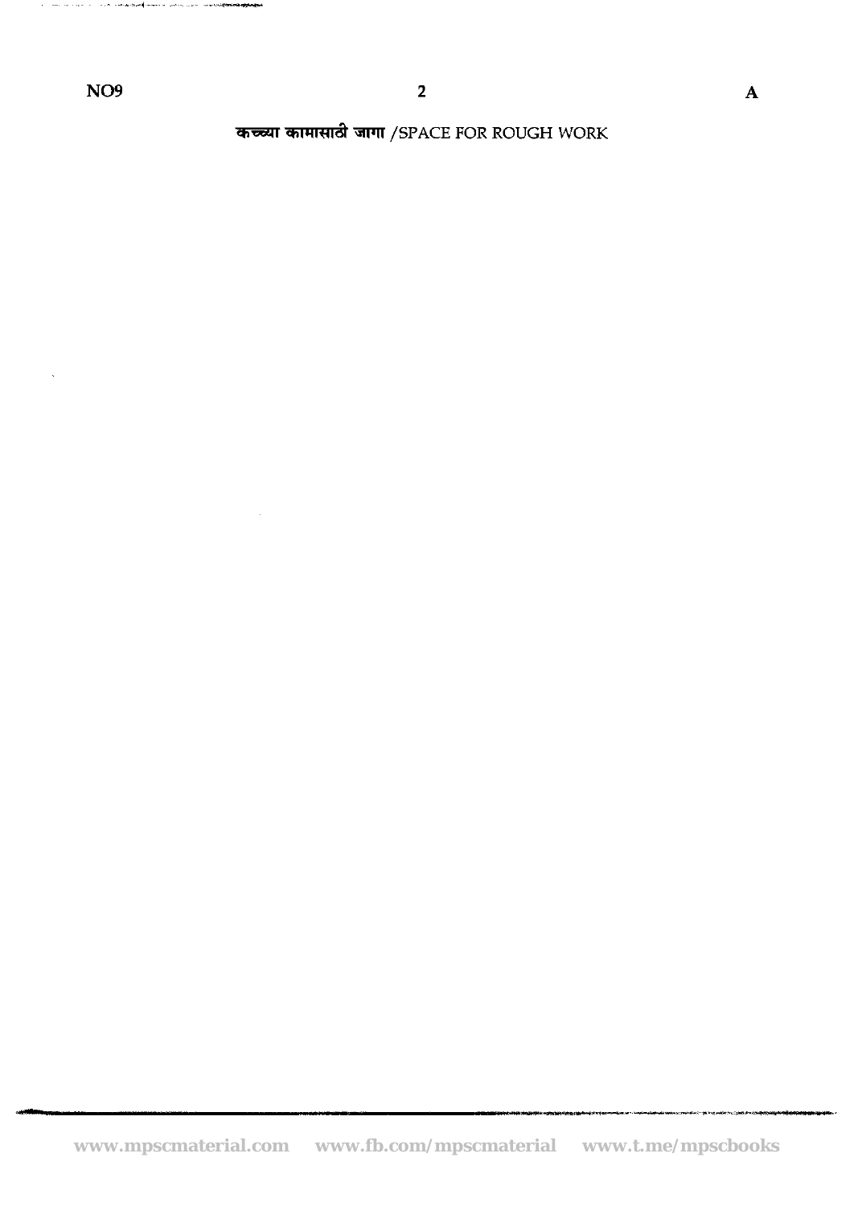कच्च्या कामासाठी जागा /SPACE FOR ROUGH WORK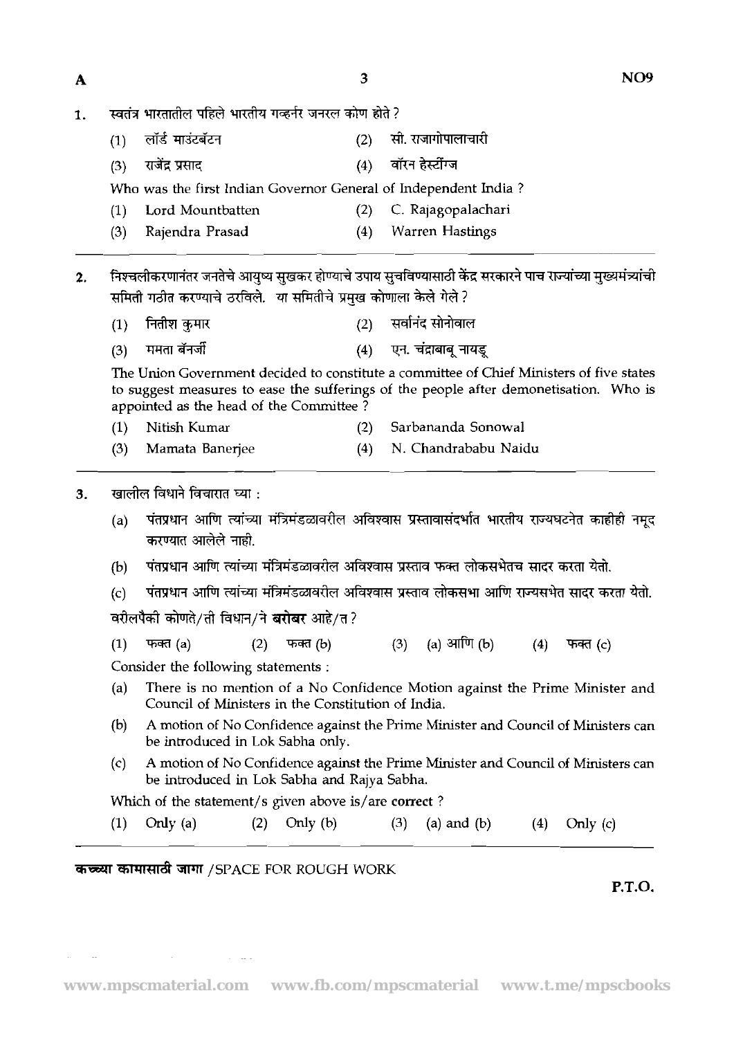1. स्वतंत्र भारतातील पहिले भारतीय गव्हर्नर जनरल कोण होते ?

   (1) लॉर्ड माउंटबॅटन (2) सी. राजागोपालाचारी

   (3) राजेंद्र प्रसाद (4) वॉरन हेस्टींग्ज

   Who was the first Indian Governor General of Independent India ?

   (1) Lord Mountbatten (2) C. Rajagopalachari

   (3) Rajendra Prasad (4) Warren Hastings

---

2. निश्चलीकरणानंतर जनतेचे आयुष्य सुखकर होण्याचे उपाय सुचविण्यासाठी केंद्र सरकारने पाच राज्यांच्या मुख्यमंत्र्यांची समिती गठीत करण्याचे ठरविले. या समितीचे प्रमुख कोणाला केले गेले ?

   (1) नितीश कुमार (2) सर्वानंद सोनोवाल

   (3) ममता बॅनर्जी (4) एन. चंद्राबाबू नायडू

   The Union Government decided to constitute a committee of Chief Ministers of five states to suggest measures to ease the sufferings of the people after demonetisation. Who is appointed as the head of the Committee ?

   (1) Nitish Kumar (2) Sarbananda Sonowal

   (3) Mamata Banerjee (4) N. Chandrababu Naidu

---

3. खालील विधाने विचारात घ्या :

   (a) पंतप्रधान आणि त्यांच्या मंत्रिमंडळावरील अविश्वास प्रस्तावासंदर्भात भारतीय राज्यघटनेत काहीही नमूद करण्यात आलेले नाही.

   (b) पंतप्रधान आणि त्यांच्या मंत्रिमंडळावरील अविश्वास प्रस्ताव फक्त लोकसभेतच सादर करता येतो.

   (c) पंतप्रधान आणि त्यांच्या मंत्रिमंडळावरील अविश्वास प्रस्ताव लोकसभा आणि राज्यसभेत सादर करता येतो.

   वरीलपैकी कोणते/ती विधान/ने **बरोबर** आहे/त ?

   (1) फक्त (a) (2) फक्त (b) (3) (a) आणि (b) (4) फक्त (c)

   Consider the following statements :

   (a) There is no mention of a No Confidence Motion against the Prime Minister and Council of Ministers in the Constitution of India.

   (b) A motion of No Confidence against the Prime Minister and Council of Ministers can be introduced in Lok Sabha only.

   (c) A motion of No Confidence against the Prime Minister and Council of Ministers can be introduced in Lok Sabha and Rajya Sabha.

   Which of the statement/s given above is/are **correct** ?

   (1) Only (a) (2) Only (b) (3) (a) and (b) (4) Only (c)

---

**कच्च्या कामासाठी जागा** /SPACE FOR ROUGH WORK

**P.T.O.**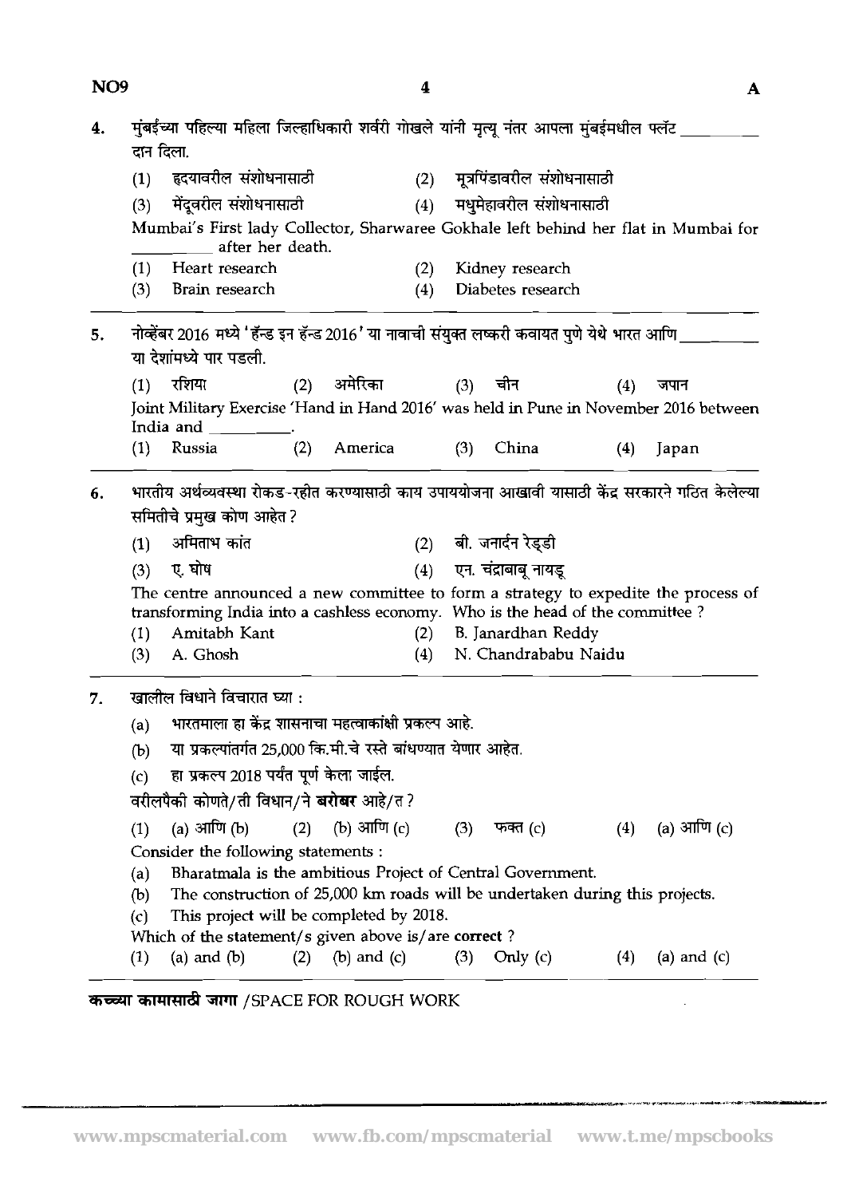4. मुंबईच्या पहिल्या महिला जिल्हाधिकारी शर्वरी गोखले यांनी मृत्यू नंतर आपला मुंबईमधील फ्लॅट ________ दान दिला.

   (1) हृदयावरील संशोधनासाठी
   (2) मूत्रपिंडावरील संशोधनासाठी
   (3) मेंदूवरील संशोधनासाठी
   (4) मधुमेहावरील संशोधनासाठी

   Mumbai's First lady Collector, Sharwaree Gokhale left behind her flat in Mumbai for ________ after her death.

   (1) Heart research
   (2) Kidney research
   (3) Brain research
   (4) Diabetes research

5. नोव्हेंबर 2016 मध्ये 'हॅन्ड इन हॅन्ड 2016' या नावाची संयुक्त लष्करी कवायत पुणे येथे भारत आणि ________ या देशांमध्ये पार पडली.

   (1) रशिया (2) अमेरिका (3) चीन (4) जपान

   Joint Military Exercise 'Hand in Hand 2016' was held in Pune in November 2016 between India and ________.

   (1) Russia (2) America (3) China (4) Japan

6. भारतीय अर्थव्यवस्था रोकड-रहीत करण्यासाठी काय उपाययोजना आखावी यासाठी केंद्र सरकारने गठित केलेल्या समितीचे प्रमुख कोण आहेत ?

   (1) अमिताभ कांत
   (2) बी. जनार्दन रेड्डी
   (3) ए. घोष
   (4) एन. चंद्राबाबू नायडू

   The centre announced a new committee to form a strategy to expedite the process of transforming India into a cashless economy. Who is the head of the committee ?

   (1) Amitabh Kant
   (2) B. Janardhan Reddy
   (3) A. Ghosh
   (4) N. Chandrababu Naidu

7. खालील विधाने विचारात घ्या :

   (a) भारतमाला हा केंद्र शासनाचा महत्वाकांक्षी प्रकल्प आहे.
   (b) या प्रकल्पांतर्गत 25,000 कि.मी.चे रस्ते बांधण्यात येणार आहेत.
   (c) हा प्रकल्प 2018 पर्यंत पूर्ण केला जाईल.

   वरीलपैकी कोणते/ती विधान/ने **बरोबर** आहे/त ?

   (1) (a) आणि (b) (2) (b) आणि (c) (3) फक्त (c) (4) (a) आणि (c)

   Consider the following statements :

   (a) Bharatmala is the ambitious Project of Central Government.
   (b) The construction of 25,000 km roads will be undertaken during this projects.
   (c) This project will be completed by 2018.

   Which of the statement/s given above is/are **correct** ?

   (1) (a) and (b) (2) (b) and (c) (3) Only (c) (4) (a) and (c)

**कच्च्या कामासाठी जागा** /SPACE FOR ROUGH WORK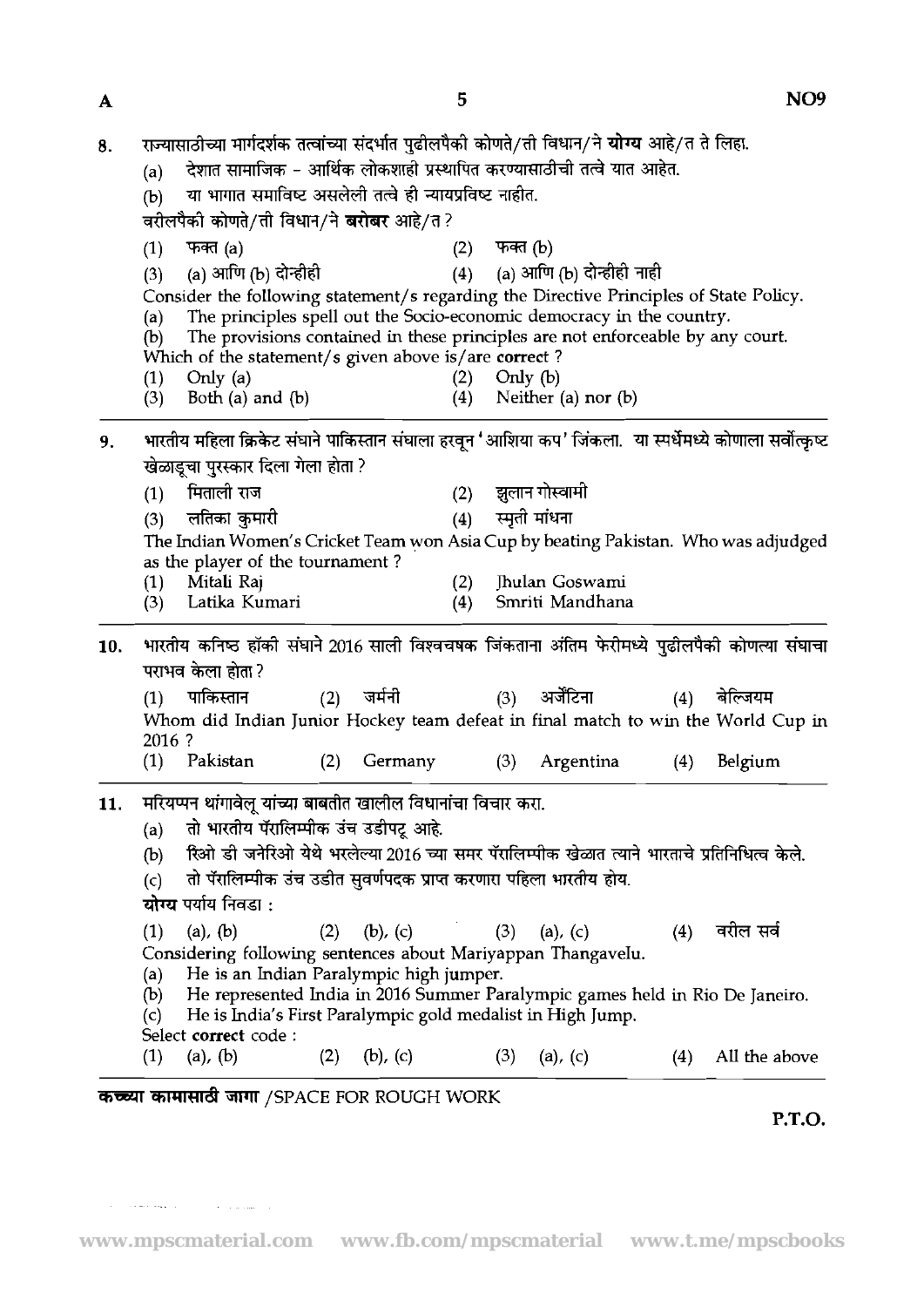8. राज्यासाठीच्या मार्गदर्शक तत्वांच्या संदर्भात पुढीलपैकी कोणते/ती विधान/ने **योग्य** आहे/त ते लिहा.
   (a) देशात सामाजिक – आर्थिक लोकशाही प्रस्थापित करण्यासाठीची तत्वे यात आहेत.
   (b) या भागात समाविष्ट असलेली तत्वे ही न्यायप्रविष्ट नाहीत.
   वरीलपैकी कोणते/ती विधान/ने **बरोबर** आहे/त ?
   (1) फक्त (a)
   (2) फक्त (b)
   (3) (a) आणि (b) दोन्हीही
   (4) (a) आणि (b) दोन्हीही नाही
   Consider the following statement/s regarding the Directive Principles of State Policy.
   (a) The principles spell out the Socio-economic democracy in the country.
   (b) The provisions contained in these principles are not enforceable by any court.
   Which of the statement/s given above is/are **correct** ?
   (1) Only (a)
   (2) Only (b)
   (3) Both (a) and (b)
   (4) Neither (a) nor (b)

9. भारतीय महिला क्रिकेट संघाने पाकिस्तान संघाला हरवून 'आशिया कप' जिंकला. या स्पर्धेमध्ये कोणाला सर्वोत्कृष्ट खेळाडूचा पुरस्कार दिला गेला होता ?
   (1) मिताली राज
   (2) झुलान गोस्वामी
   (3) लतिका कुमारी
   (4) स्मृती मांधना
   The Indian Women's Cricket Team won Asia Cup by beating Pakistan. Who was adjudged as the player of the tournament ?
   (1) Mitali Raj
   (2) Jhulan Goswami
   (3) Latika Kumari
   (4) Smriti Mandhana

10. भारतीय कनिष्ठ हॉकी संघाने 2016 साली विश्वचषक जिंकताना अंतिम फेरीमध्ये पुढीलपैकी कोणत्या संघाचा पराभव केला होता ?
   (1) पाकिस्तान (2) जर्मनी (3) अर्जेंटिना (4) बेल्जियम
   Whom did Indian Junior Hockey team defeat in final match to win the World Cup in 2016 ?
   (1) Pakistan (2) Germany (3) Argentina (4) Belgium

11. मरियप्पन थांगावेलू यांच्या बाबतीत खालील विधानांचा विचार करा.
   (a) तो भारतीय पॅरालिम्पीक उंच उडीपटू आहे.
   (b) रिओ डी जनेरिओ येथे भरलेल्या 2016 च्या समर पॅरालिम्पीक खेळात त्याने भारताचे प्रतिनिधित्व केले.
   (c) तो पॅरालिम्पीक उंच उडीत सुवर्णपदक प्राप्त करणारा पहिला भारतीय होय.
   **योग्य** पर्याय निवडा :
   (1) (a), (b) (2) (b), (c) (3) (a), (c) (4) वरील सर्व
   Considering following sentences about Mariyappan Thangavelu.
   (a) He is an Indian Paralympic high jumper.
   (b) He represented India in 2016 Summer Paralympic games held in Rio De Janeiro.
   (c) He is India's First Paralympic gold medalist in High Jump.
   Select **correct** code :
   (1) (a), (b) (2) (b), (c) (3) (a), (c) (4) All the above

**कच्च्या कामासाठी जागा** /SPACE FOR ROUGH WORK

P.T.O.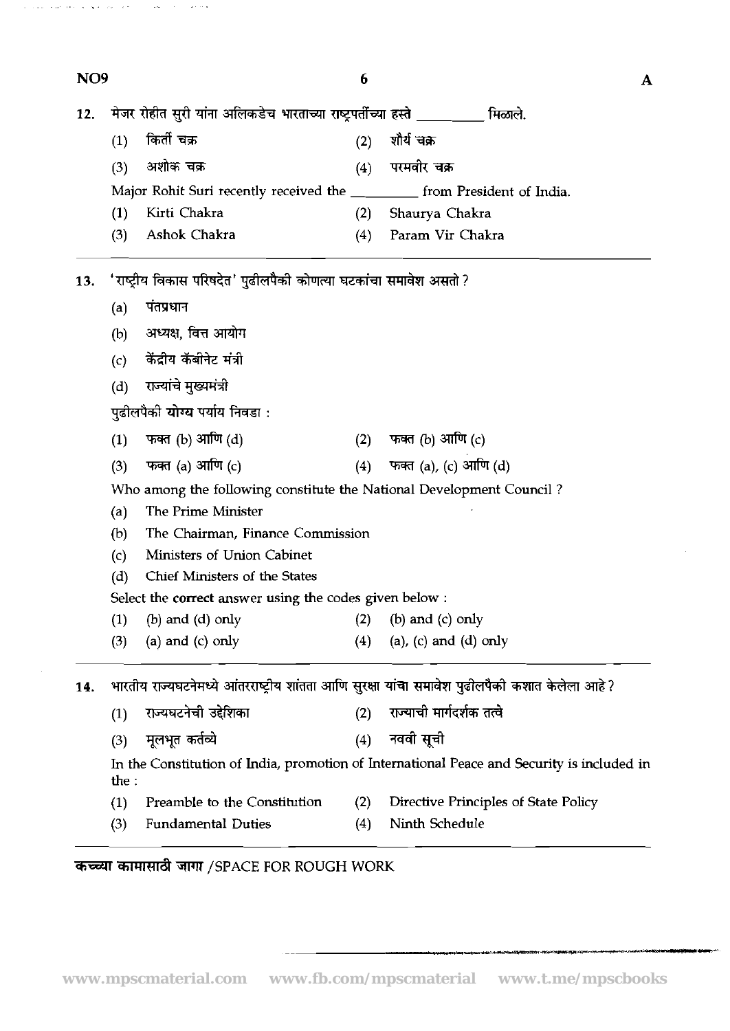12. मेजर रोहीत सुरी यांना अलिकडेच भारताच्या राष्ट्रपतींच्या हस्ते \_\_\_\_\_\_\_\_ मिळाले.

(1) किर्ती चक्र (2) शौर्य चक्र

(3) अशोक चक्र (4) परमवीर चक्र

Major Rohit Suri recently received the \_\_\_\_\_\_\_\_ from President of India.

(1) Kirti Chakra (2) Shaurya Chakra

(3) Ashok Chakra (4) Param Vir Chakra

---

13. 'राष्ट्रीय विकास परिषदेत' पुढीलपैकी कोणत्या घटकांचा समावेश असतो ?

(a) पंतप्रधान

(b) अध्यक्ष, वित्त आयोग

(c) केंद्रीय कॅबीनेट मंत्री

(d) राज्यांचे मुख्यमंत्री

पुढीलपैकी **योग्य** पर्याय निवडा :

(1) फक्त (b) आणि (d) (2) फक्त (b) आणि (c)

(3) फक्त (a) आणि (c) (4) फक्त (a), (c) आणि (d)

Who among the following constitute the National Development Council ?

(a) The Prime Minister

(b) The Chairman, Finance Commission

(c) Ministers of Union Cabinet

(d) Chief Ministers of the States

Select the **correct** answer using the codes given below :

(1) (b) and (d) only (2) (b) and (c) only

(3) (a) and (c) only (4) (a), (c) and (d) only

---

14. भारतीय राज्यघटनेमध्ये आंतरराष्ट्रीय शांतता आणि सुरक्षा यांचा समावेश पुढीलपैकी कशात केलेला आहे ?

(1) राज्यघटनेची उद्देशिका (2) राज्याची मार्गदर्शक तत्वे

(3) मूलभूत कर्तव्ये (4) नववी सूची

In the Constitution of India, promotion of International Peace and Security is included in the :

(1) Preamble to the Constitution (2) Directive Principles of State Policy

(3) Fundamental Duties (4) Ninth Schedule

---

**कच्च्या कामासाठी जागा** /SPACE FOR ROUGH WORK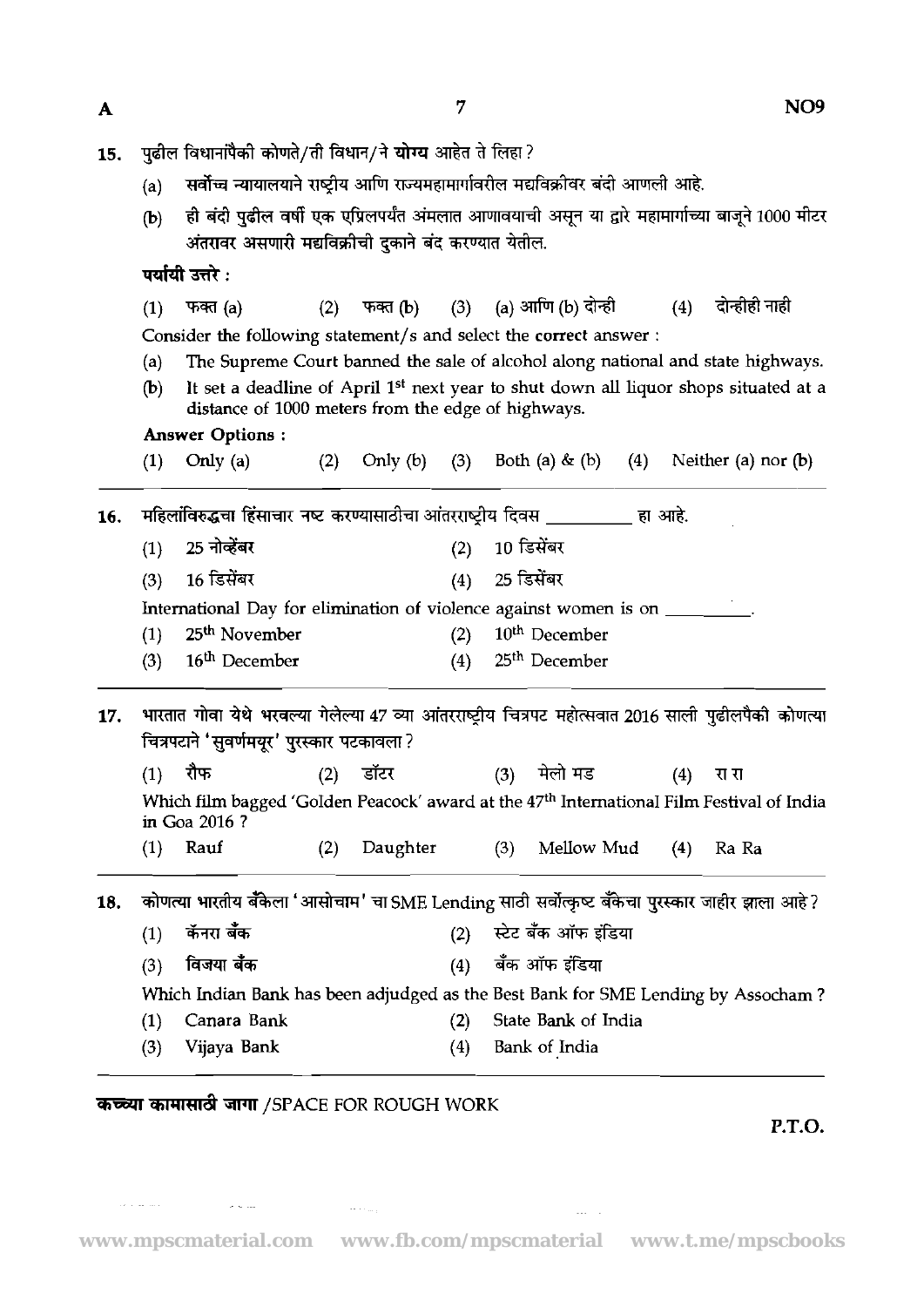15. पुढील विधानांपैकी कोणते/ती विधान/ने **योग्य** आहेत ते लिहा ?

    (a) सर्वोच्च न्यायालयाने राष्ट्रीय आणि राज्यमहामार्गावरील मद्यविक्रीवर बंदी आणली आहे.

    (b) ही बंदी पुढील वर्षी एक एप्रिलपर्यंत अंमलात आणावयाची असून या द्वारे महामार्गाच्या बाजूने 1000 मीटर अंतरावर असणारी मद्यविक्रीची दुकाने बंद करण्यात येतील.

    **पर्यायी उत्तरे :**

    (1) फक्त (a) (2) फक्त (b) (3) (a) आणि (b) दोन्ही (4) दोन्हीही नाही

    Consider the following statement/s and select the **correct** answer :

    (a) The Supreme Court banned the sale of alcohol along national and state highways.

    (b) It set a deadline of April 1st next year to shut down all liquor shops situated at a distance of 1000 meters from the edge of highways.

    **Answer Options :**

    (1) Only (a) (2) Only (b) (3) Both (a) & (b) (4) Neither (a) nor (b)

---

16. महिलांविरुद्धचा हिंसाचार नष्ट करण्यासाठीचा आंतरराष्ट्रीय दिवस __________ हा आहे.

    (1) 25 नोव्हेंबर (2) 10 डिसेंबर

    (3) 16 डिसेंबर (4) 25 डिसेंबर

    International Day for elimination of violence against women is on __________.

    (1) 25th November (2) 10th December

    (3) 16th December (4) 25th December

---

17. भारतात गोवा येथे भरवल्या गेलेल्या 47 व्या आंतरराष्ट्रीय चित्रपट महोत्सवात 2016 साली पुढीलपैकी कोणत्या चित्रपटाने 'सुवर्णमयूर' पुरस्कार पटकावला ?

    (1) रौफ (2) डॉटर (3) मेलो मड (4) रा रा

    Which film bagged 'Golden Peacock' award at the 47th International Film Festival of India in Goa 2016 ?

    (1) Rauf (2) Daughter (3) Mellow Mud (4) Ra Ra

---

18. कोणत्या भारतीय बँकेला 'आसोचाम' चा SME Lending साठी सर्वोत्कृष्ट बँकेचा पुरस्कार जाहीर झाला आहे ?

    (1) कॅनरा बँक (2) स्टेट बँक ऑफ इंडिया

    (3) विजया बँक (4) बँक ऑफ इंडिया

    Which Indian Bank has been adjudged as the Best Bank for SME Lending by Assocham ?

    (1) Canara Bank (2) State Bank of India

    (3) Vijaya Bank (4) Bank of India

---

**कच्च्या कामासाठी जागा** /SPACE FOR ROUGH WORK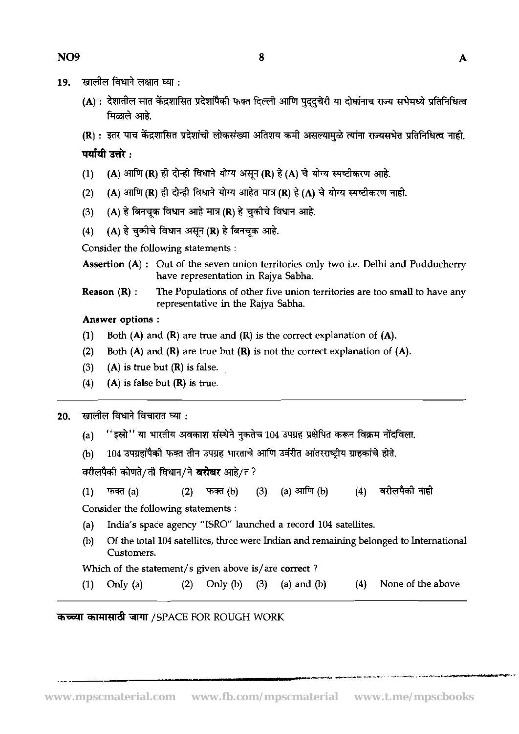19. खालील विधाने लक्षात घ्या :

(A) : देशातील सात केंद्रशासित प्रदेशांपैकी फक्त दिल्ली आणि पुद्दुचेरी या दोघांनाच राज्य सभेमध्ये प्रतिनिधित्व मिळाले आहे.

(R) : इतर पाच केंद्रशासित प्रदेशांची लोकसंख्या अतिशय कमी असल्यामुळे त्यांना राज्यसभेत प्रतिनिधित्व नाही.

**पर्यायी उत्तरे :**

(1) (A) आणि (R) ही दोन्ही विधाने योग्य असून (R) हे (A) चे योग्य स्पष्टीकरण आहे.

(2) (A) आणि (R) ही दोन्ही विधाने योग्य आहेत मात्र (R) हे (A) चे योग्य स्पष्टीकरण नाही.

(3) (A) हे बिनचूक विधान आहे मात्र (R) हे चुकीचे विधान आहे.

(4) (A) हे चुकीचे विधान असून (R) हे बिनचूक आहे.

Consider the following statements :

**Assertion (A) :** Out of the seven union territories only two i.e. Delhi and Pudducherry have representation in Rajya Sabha.

**Reason (R) :** The Populations of other five union territories are too small to have any representative in the Rajya Sabha.

**Answer options :**

(1) Both (A) and (R) are true and (R) is the correct explanation of (A).

(2) Both (A) and (R) are true but (R) is not the correct explanation of (A).

(3) (A) is true but (R) is false.

(4) (A) is false but (R) is true.

---

20. खालील विधाने विचारात घ्या :

(a) "इस्रो" या भारतीय अवकाश संस्थेने नुकतेच 104 उपग्रह प्रक्षेपित करून विक्रम नोंदविला.

(b) 104 उपग्रहांपैकी फक्त तीन उपग्रह भारताचे आणि उर्वरीत आंतरराष्ट्रीय ग्राहकांचे होते.

वरीलपैकी कोणते/ती विधान/ने **बरोबर** आहे/त ?

(1) फक्त (a) (2) फक्त (b) (3) (a) आणि (b) (4) वरीलपैकी नाही

Consider the following statements :

(a) India's space agency "ISRO" launched a record 104 satellites.

(b) Of the total 104 satellites, three were Indian and remaining belonged to International Customers.

Which of the statement/s given above is/are **correct** ?

(1) Only (a) (2) Only (b) (3) (a) and (b) (4) None of the above

---

**कच्च्या कामासाठी जागा** / SPACE FOR ROUGH WORK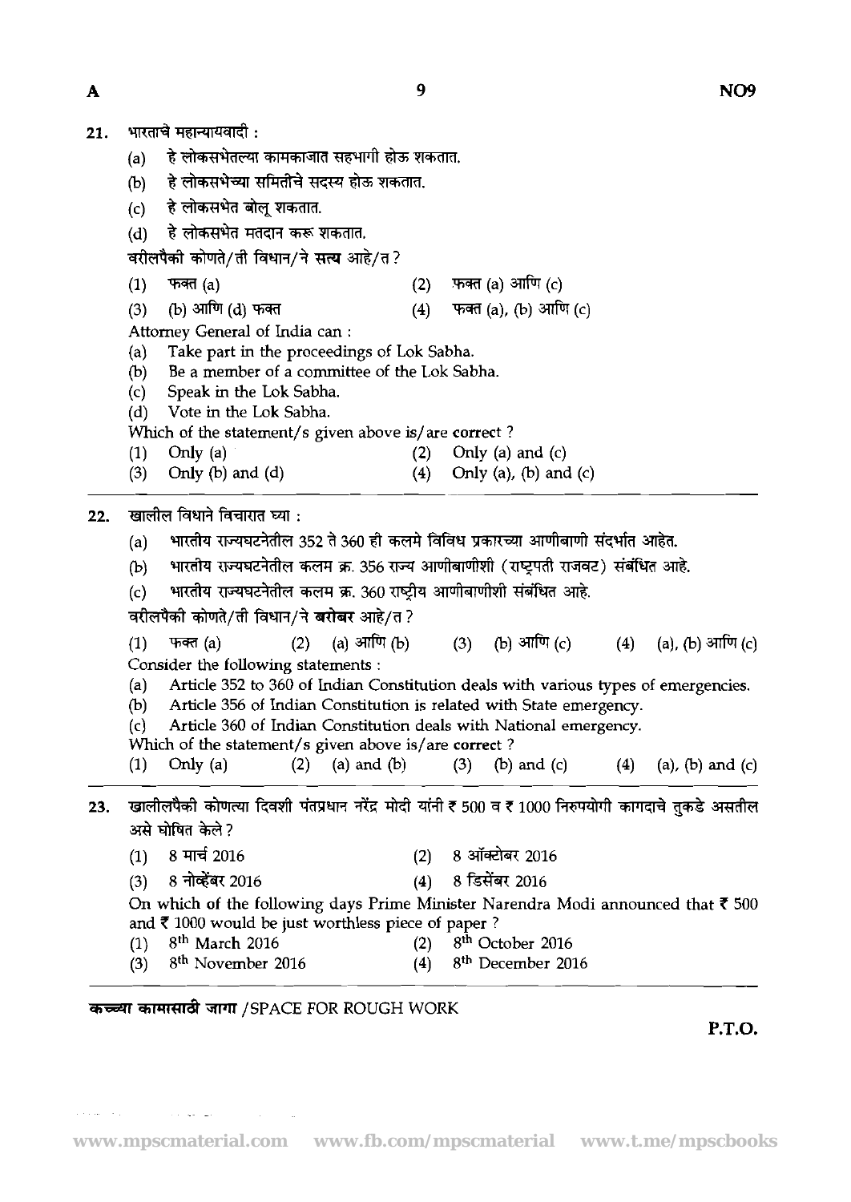21. भारताचे महान्यायवादी :

    (a) हे लोकसभेतल्या कामकाजात सहभागी होऊ शकतात.
    (b) हे लोकसभेच्या समितीचे सदस्य होऊ शकतात.
    (c) हे लोकसभेत बोलू शकतात.
    (d) हे लोकसभेत मतदान करू शकतात.

    वरीलपैकी कोणते/ती विधान/ने **सत्य** आहे/त ?

    (1) फक्त (a) (2) फक्त (a) आणि (c)
    (3) (b) आणि (d) फक्त (4) फक्त (a), (b) आणि (c)

    Attorney General of India can :

    (a) Take part in the proceedings of Lok Sabha.
    (b) Be a member of a committee of the Lok Sabha.
    (c) Speak in the Lok Sabha.
    (d) Vote in the Lok Sabha.

    Which of the statement/s given above is/are **correct** ?

    (1) Only (a) (2) Only (a) and (c)
    (3) Only (b) and (d) (4) Only (a), (b) and (c)

---

22. खालील विधाने विचारात घ्या :

    (a) भारतीय राज्यघटनेतील 352 ते 360 ही कलमे विविध प्रकारच्या आणीबाणी संदर्भात आहेत.
    (b) भारतीय राज्यघटनेतील कलम क्र. 356 राज्य आणीबाणीशी (राष्ट्रपती राजवट) संबंधित आहे.
    (c) भारतीय राज्यघटनेतील कलम क्र. 360 राष्ट्रीय आणीबाणीशी संबंधित आहे.

    वरीलपैकी कोणते/ती विधान/ने **बरोबर** आहे/त ?

    (1) फक्त (a) (2) (a) आणि (b) (3) (b) आणि (c) (4) (a), (b) आणि (c)

    Consider the following statements :

    (a) Article 352 to 360 of Indian Constitution deals with various types of emergencies.
    (b) Article 356 of Indian Constitution is related with State emergency.
    (c) Article 360 of Indian Constitution deals with National emergency.

    Which of the statement/s given above is/are **correct** ?

    (1) Only (a) (2) (a) and (b) (3) (b) and (c) (4) (a), (b) and (c)

---

23. खालीलपैकी कोणत्या दिवशी पंतप्रधान नरेंद्र मोदी यांनी ₹ 500 व ₹ 1000 निरुपयोगी कागदाचे तुकडे असतील असे घोषित केले ?

    (1) 8 मार्च 2016 (2) 8 ऑक्टोबर 2016
    (3) 8 नोव्हेंबर 2016 (4) 8 डिसेंबर 2016

    On which of the following days Prime Minister Narendra Modi announced that ₹ 500 and ₹ 1000 would be just worthless piece of paper ?

    (1) 8th March 2016 (2) 8th October 2016
    (3) 8th November 2016 (4) 8th December 2016

---

**कच्च्या कामासाठी जागा** /SPACE FOR ROUGH WORK

P.T.O.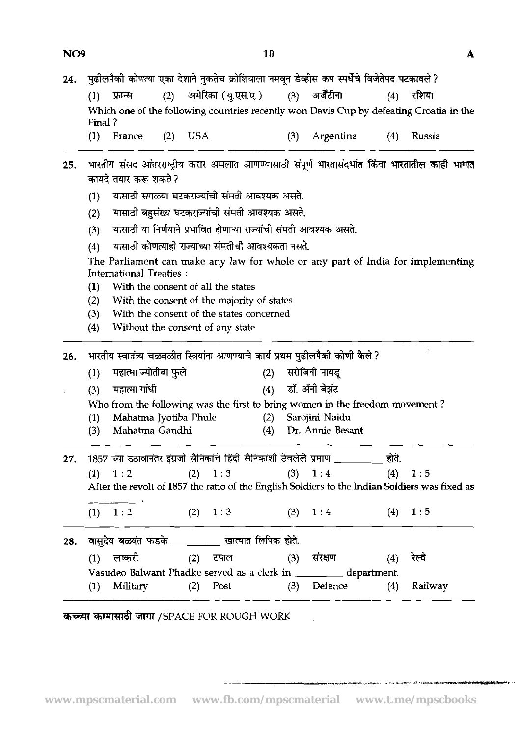24. पुढीलपैकी कोणत्या एका देशाने नुकतेच क्रोशियाला नमवून डेव्हीस कप स्पर्धेचे विजेतेपद पटकावले ?

(1) फ्रान्स (2) अमेरिका (यु.एस.ए.) (3) अर्जेंटीना (4) रशिया

Which one of the following countries recently won Davis Cup by defeating Croatia in the Final ?

(1) France (2) USA (3) Argentina (4) Russia

---

25. भारतीय संसद आंतरराष्ट्रीय करार अमलात आणण्यासाठी संपूर्ण भारतासंदर्भात किंवा भारतातील काही भागात कायदे तयार करू शकते ?

(1) यासाठी सगळ्या घटकराज्यांची संमती आवश्यक असते.
(2) यासाठी बहुसंख्य घटकराज्यांची संमती आवश्यक असते.
(3) यासाठी या निर्णयाने प्रभावित होणाऱ्या राज्यांची संमती आवश्यक असते.
(4) यासाठी कोणत्याही राज्याच्या संमतीची आवश्यकता नसते.

The Parliament can make any law for whole or any part of India for implementing International Treaties :

(1) With the consent of all the states
(2) With the consent of the majority of states
(3) With the consent of the states concerned
(4) Without the consent of any state

---

26. भारतीय स्वातंत्र्य चळवळीत स्त्रियांना आणण्याचे कार्य प्रथम पुढीलपैकी कोणी केले ?

(1) महात्मा ज्योतीबा फुले (2) सरोजिनी नायडू
(3) महात्मा गांधी (4) डॉ. ॲनी बेझंट

Who from the following was the first to bring women in the freedom movement ?

(1) Mahatma Jyotiba Phule (2) Sarojini Naidu
(3) Mahatma Gandhi (4) Dr. Annie Besant

---

27. 1857 च्या उठावानंतर इंग्रजी सैनिकांचे हिंदी सैनिकांशी ठेवलेले प्रमाण \_\_\_\_\_\_\_\_\_ होते.

(1) 1 : 2 (2) 1 : 3 (3) 1 : 4 (4) 1 : 5

After the revolt of 1857 the ratio of the English Soldiers to the Indian Soldiers was fixed as \_\_\_\_\_\_\_\_\_.

(1) 1 : 2 (2) 1 : 3 (3) 1 : 4 (4) 1 : 5

---

28. वासुदेव बळवंत फडके \_\_\_\_\_\_\_\_\_ खात्यात लिपिक होते.

(1) लष्करी (2) टपाल (3) संरक्षण (4) रेल्वे

Vasudeo Balwant Phadke served as a clerk in \_\_\_\_\_\_\_\_\_ department.

(1) Military (2) Post (3) Defence (4) Railway

---

**कच्च्या कामासाठी जागा** /SPACE FOR ROUGH WORK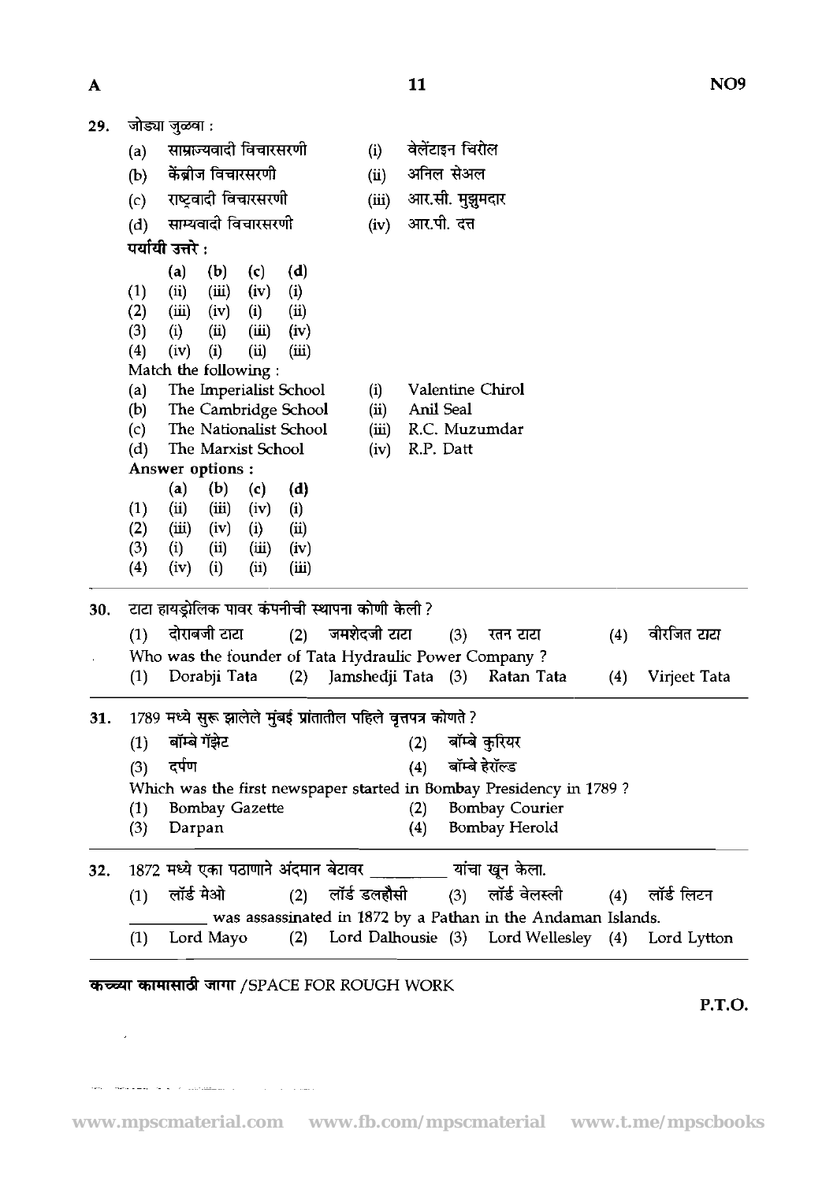29. जोड्या जुळवा :

(a) साम्राज्यवादी विचारसरणी (i) वेलेंटाइन चिरोल
(b) केंब्रीज विचारसरणी (ii) अनिल सेअल
(c) राष्ट्रवादी विचारसरणी (iii) आर.सी. मुझुमदार
(d) साम्यवादी विचारसरणी (iv) आर.पी. दत्त

**पर्यायी उत्तरे :**

| | (a) | (b) | (c) | (d) |
|---|---|---|---|---|
| (1) | (ii) | (iii) | (iv) | (i) |
| (2) | (iii) | (iv) | (i) | (ii) |
| (3) | (i) | (ii) | (iii) | (iv) |
| (4) | (iv) | (i) | (ii) | (iii) |

Match the following :

(a) The Imperialist School (i) Valentine Chirol
(b) The Cambridge School (ii) Anil Seal
(c) The Nationalist School (iii) R.C. Muzumdar
(d) The Marxist School (iv) R.P. Datt

**Answer options :**

| | (a) | (b) | (c) | (d) |
|---|---|---|---|---|
| (1) | (ii) | (iii) | (iv) | (i) |
| (2) | (iii) | (iv) | (i) | (ii) |
| (3) | (i) | (ii) | (iii) | (iv) |
| (4) | (iv) | (i) | (ii) | (iii) |

---

30. टाटा हायड्रोलिक पावर कंपनीची स्थापना कोणी केली ?

(1) दोराबजी टाटा (2) जमशेदजी टाटा (3) रतन टाटा (4) वीरजित टाटा

Who was the founder of Tata Hydraulic Power Company ?

(1) Dorabji Tata (2) Jamshedji Tata (3) Ratan Tata (4) Virjeet Tata

---

31. 1789 मध्ये सुरू झालेले मुंबई प्रांतातील पहिले वृत्तपत्र कोणते ?

(1) बॉम्बे गॅझेट (2) बॉम्बे कुरियर
(3) दर्पण (4) बॉम्बे हेरॉल्ड

Which was the first newspaper started in Bombay Presidency in 1789 ?

(1) Bombay Gazette (2) Bombay Courier
(3) Darpan (4) Bombay Herold

---

32. 1872 मध्ये एका पठाणाने अंदमान बेटावर _________ यांचा खून केला.

(1) लॉर्ड मेओ (2) लॉर्ड डलहौसी (3) लॉर्ड वेलस्ली (4) लॉर्ड लिटन

_________ was assassinated in 1872 by a Pathan in the Andaman Islands.

(1) Lord Mayo (2) Lord Dalhousie (3) Lord Wellesley (4) Lord Lytton

---

**कच्च्या कामासाठी जागा** /SPACE FOR ROUGH WORK

**P.T.O.**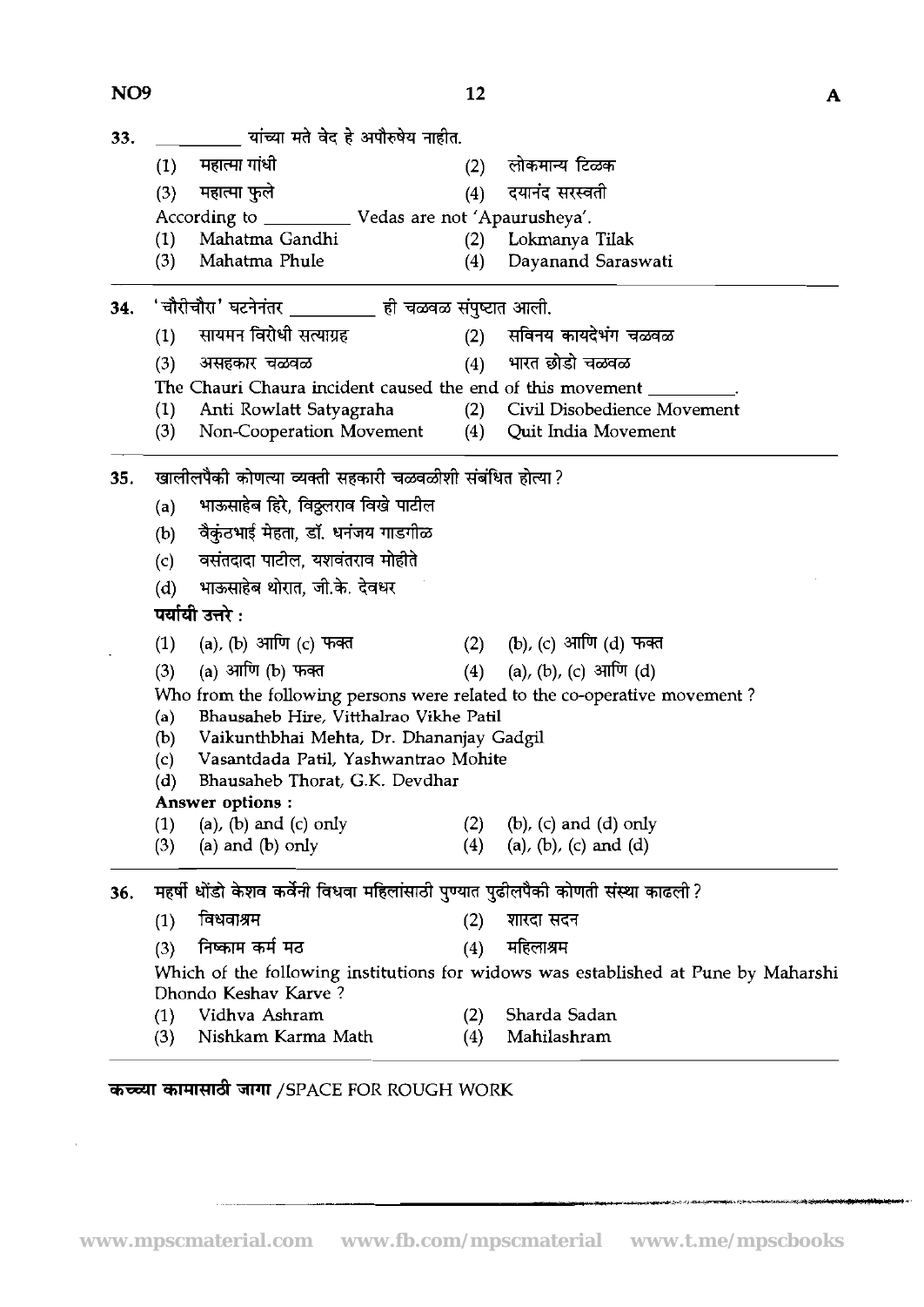33. ________ यांच्या मते वेद हे अपौरुषेय नाहीत.

(1) महात्मा गांधी  (2) लोकमान्य टिळक

(3) महात्मा फुले  (4) दयानंद सरस्वती

According to ________ Vedas are not 'Apaurusheya'.

(1) Mahatma Gandhi  (2) Lokmanya Tilak

(3) Mahatma Phule  (4) Dayanand Saraswati

---

34. 'चौरीचौरा' घटनेनंतर ________ ही चळवळ संपुष्टात आली.

(1) सायमन विरोधी सत्याग्रह  (2) सविनय कायदेभंग चळवळ

(3) असहकार चळवळ  (4) भारत छोडो चळवळ

The Chauri Chaura incident caused the end of this movement ________.

(1) Anti Rowlatt Satyagraha  (2) Civil Disobedience Movement

(3) Non-Cooperation Movement  (4) Quit India Movement

---

35. खालीलपैकी कोणत्या व्यक्ती सहकारी चळवळीशी संबंधित होत्या?

(a) भाऊसाहेब हिरे, विठ्ठलराव विखे पाटील

(b) वैकुंठभाई मेहता, डॉ. धनंजय गाडगीळ

(c) वसंतदादा पाटील, यशवंतराव मोहीते

(d) भाऊसाहेब थोरात, जी.के. देवधर

**पर्यायी उत्तरे :**

(1) (a), (b) आणि (c) फक्त  (2) (b), (c) आणि (d) फक्त

(3) (a) आणि (b) फक्त  (4) (a), (b), (c) आणि (d)

Who from the following persons were related to the co-operative movement ?

(a) Bhausaheb Hire, Vitthalrao Vikhe Patil

(b) Vaikunthbhai Mehta, Dr. Dhananjay Gadgil

(c) Vasantdada Patil, Yashwantrao Mohite

(d) Bhausaheb Thorat, G.K. Devdhar

**Answer options :**

(1) (a), (b) and (c) only  (2) (b), (c) and (d) only

(3) (a) and (b) only  (4) (a), (b), (c) and (d)

---

36. महर्षी धोंडो केशव कर्वेनी विधवा महिलांसाठी पुण्यात पुढीलपैकी कोणती संस्था काढली?

(1) विधवाश्रम  (2) शारदा सदन

(3) निष्काम कर्म मठ  (4) महिलाश्रम

Which of the following institutions for widows was established at Pune by Maharshi Dhondo Keshav Karve ?

(1) Vidhva Ashram  (2) Sharda Sadan

(3) Nishkam Karma Math  (4) Mahilashram

---

**कच्च्या कामासाठी जागा** /SPACE FOR ROUGH WORK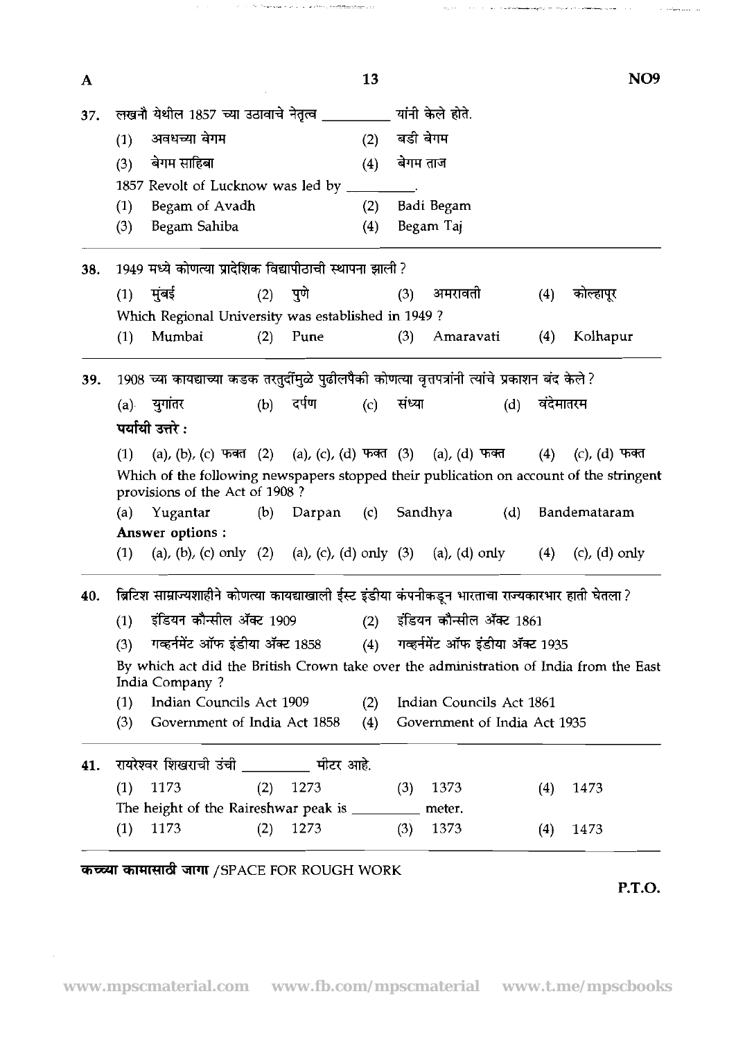37. लखनौ येथील 1857 च्या उठावाचे नेतृत्व __________ यांनी केले होते.

(1) अवधच्या बेगम (2) बडी बेगम

(3) बेगम साहिबा (4) बेगम ताज

1857 Revolt of Lucknow was led by __________.

(1) Begam of Avadh (2) Badi Begam

(3) Begam Sahiba (4) Begam Taj

---

38. 1949 मध्ये कोणत्या प्रादेशिक विद्यापीठाची स्थापना झाली ?

(1) मुंबई (2) पुणे (3) अमरावती (4) कोल्हापूर

Which Regional University was established in 1949 ?

(1) Mumbai (2) Pune (3) Amaravati (4) Kolhapur

---

39. 1908 च्या कायद्याच्या कडक तरतुदींमुळे पुढीलपैकी कोणत्या वृत्तपत्रांनी त्यांचे प्रकाशन बंद केले ?

(a) युगांतर (b) दर्पण (c) संध्या (d) वंदेमातरम

**पर्यायी उत्तरे :**

(1) (a), (b), (c) फक्त (2) (a), (c), (d) फक्त (3) (a), (d) फक्त (4) (c), (d) फक्त

Which of the following newspapers stopped their publication on account of the stringent provisions of the Act of 1908 ?

(a) Yugantar (b) Darpan (c) Sandhya (d) Bandemataram

**Answer options :**

(1) (a), (b), (c) only (2) (a), (c), (d) only (3) (a), (d) only (4) (c), (d) only

---

40. ब्रिटिश साम्राज्यशाहीने कोणत्या कायद्याखाली ईस्ट इंडीया कंपनीकडून भारताचा राज्यकारभार हाती घेतला ?

(1) इंडियन कौन्सील ॲक्ट 1909 (2) इंडियन कौन्सील ॲक्ट 1861

(3) गव्हर्नमेंट ऑफ इंडीया ॲक्ट 1858 (4) गव्हर्नमेंट ऑफ इंडीया ॲक्ट 1935

By which act did the British Crown take over the administration of India from the East India Company ?

(1) Indian Councils Act 1909 (2) Indian Councils Act 1861

(3) Government of India Act 1858 (4) Government of India Act 1935

---

41. रायरेश्वर शिखराची उंची __________ मीटर आहे.

(1) 1173 (2) 1273 (3) 1373 (4) 1473

The height of the Raireshwar peak is __________ meter.

(1) 1173 (2) 1273 (3) 1373 (4) 1473

---

**कच्च्या कामासाठी जागा** /SPACE FOR ROUGH WORK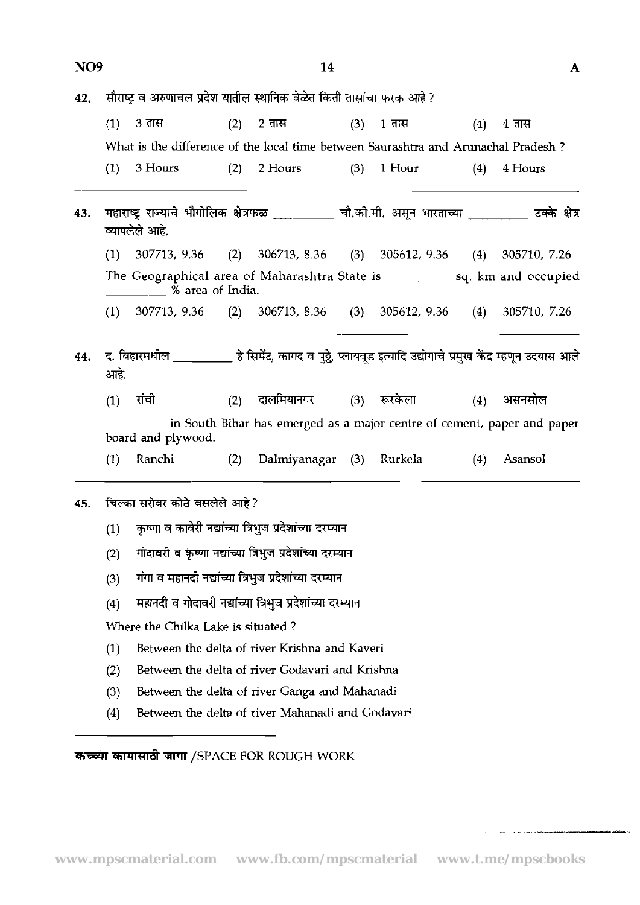42. सौराष्ट्र व अरुणाचल प्रदेश यातील स्थानिक वेळेत किती तासांचा फरक आहे ?

(1) 3 तास (2) 2 तास (3) 1 तास (4) 4 तास

What is the difference of the local time between Saurashtra and Arunachal Pradesh ?

(1) 3 Hours (2) 2 Hours (3) 1 Hour (4) 4 Hours

43. महाराष्ट्र राज्याचे भौगोलिक क्षेत्रफळ __________ चौ.की.मी. असून भारताच्या __________ टक्के क्षेत्र व्यापलेले आहे.

(1) 307713, 9.36 (2) 306713, 8.36 (3) 305612, 9.36 (4) 305710, 7.26

The Geographical area of Maharashtra State is __________ sq. km and occupied __________ % area of India.

(1) 307713, 9.36 (2) 306713, 8.36 (3) 305612, 9.36 (4) 305710, 7.26

44. द. बिहारमधील __________ हे सिमेंट, कागद व पुठ्ठे, प्लायवूड इत्यादि उद्योगाचे प्रमुख केंद्र म्हणून उदयास आले आहे.

(1) रांची (2) दालमियानगर (3) रूरकेला (4) असनसोल

__________ in South Bihar has emerged as a major centre of cement, paper and paper board and plywood.

(1) Ranchi (2) Dalmiyanagar (3) Rurkela (4) Asansol

45. चिल्का सरोवर कोठे वसलेले आहे ?

(1) कृष्णा व कावेरी नद्यांच्या त्रिभुज प्रदेशांच्या दरम्यान
(2) गोदावरी व कृष्णा नद्यांच्या त्रिभुज प्रदेशांच्या दरम्यान
(3) गंगा व महानदी नद्यांच्या त्रिभुज प्रदेशांच्या दरम्यान
(4) महानदी व गोदावरी नद्यांच्या त्रिभुज प्रदेशांच्या दरम्यान

Where the Chilka Lake is situated ?

(1) Between the delta of river Krishna and Kaveri
(2) Between the delta of river Godavari and Krishna
(3) Between the delta of river Ganga and Mahanadi
(4) Between the delta of river Mahanadi and Godavari

**कच्च्या कामासाठी जागा** /SPACE FOR ROUGH WORK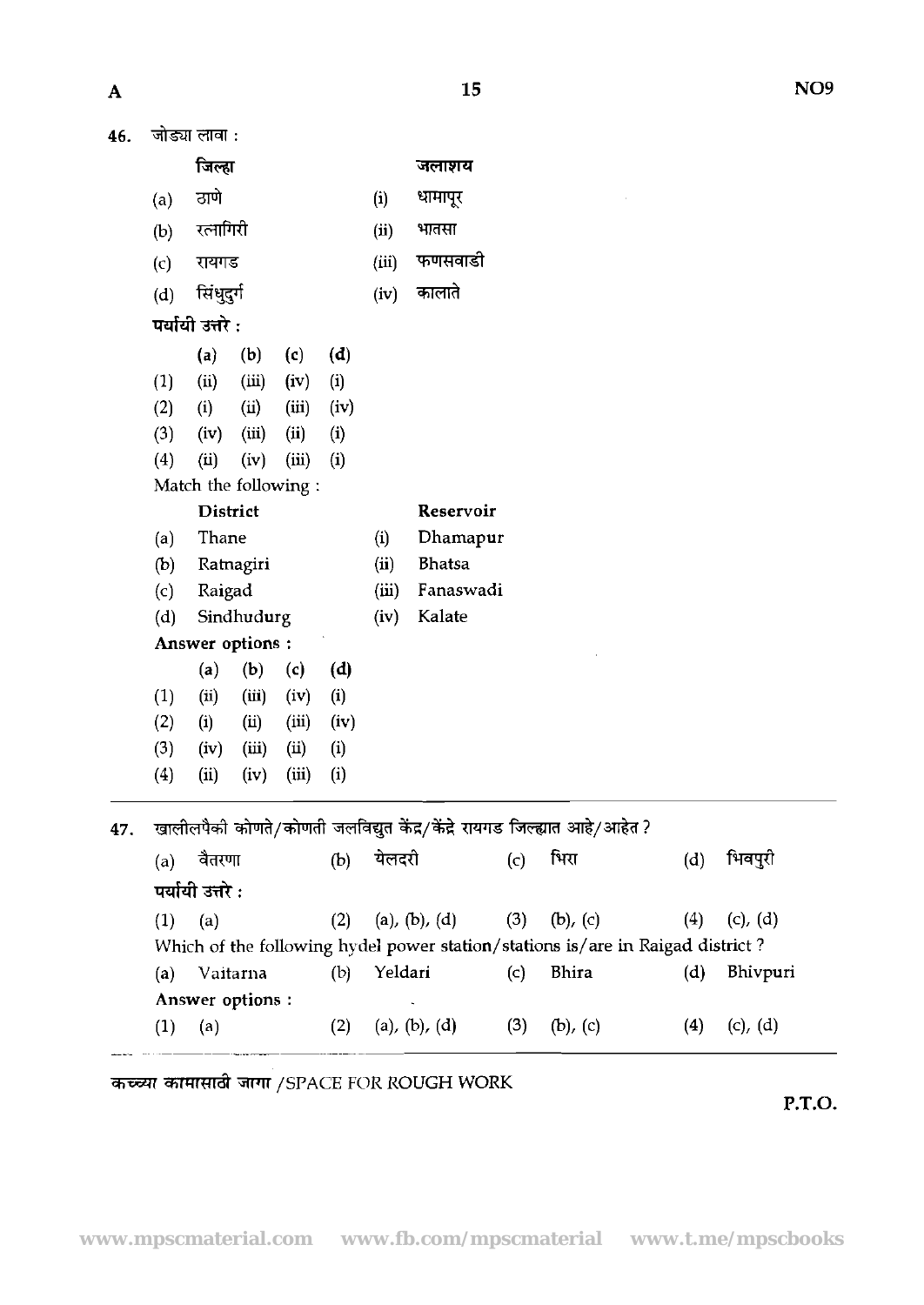46. जोड्या लावा :

| | जिल्हा | | जलाशय |
|---|---|---|---|
| (a) | ठाणे | (i) | धामापूर |
| (b) | रत्नागिरी | (ii) | भातसा |
| (c) | रायगड | (iii) | फणसवाडी |
| (d) | सिंधुदुर्ग | (iv) | कालाते |

पर्यायी उत्तरे :

| | (a) | (b) | (c) | (d) |
|---|---|---|---|---|
| (1) | (ii) | (iii) | (iv) | (i) |
| (2) | (i) | (ii) | (iii) | (iv) |
| (3) | (iv) | (iii) | (ii) | (i) |
| (4) | (ii) | (iv) | (iii) | (i) |

Match the following :

| | District | | Reservoir |
|---|---|---|---|
| (a) | Thane | (i) | Dhamapur |
| (b) | Ratnagiri | (ii) | Bhatsa |
| (c) | Raigad | (iii) | Fanaswadi |
| (d) | Sindhudurg | (iv) | Kalate |

Answer options :

| | (a) | (b) | (c) | (d) |
|---|---|---|---|---|
| (1) | (ii) | (iii) | (iv) | (i) |
| (2) | (i) | (ii) | (iii) | (iv) |
| (3) | (iv) | (iii) | (ii) | (i) |
| (4) | (ii) | (iv) | (iii) | (i) |

---

47. खालीलपैकी कोणते/कोणती जलविद्युत केंद्र/केंद्रे रायगड जिल्ह्यात आहे/आहेत ?

(a) वैतरणा (b) येलदरी (c) भिरा (d) भिवपुरी

पर्यायी उत्तरे :

(1) (a) (2) (a), (b), (d) (3) (b), (c) (4) (c), (d)

Which of the following hydel power station/stations is/are in Raigad district ?

(a) Vaitarna (b) Yeldari (c) Bhira (d) Bhivpuri

Answer options :

(1) (a) (2) (a), (b), (d) (3) (b), (c) (4) (c), (d)

---

कच्च्या कामासाठी जागा /SPACE FOR ROUGH WORK

P.T.O.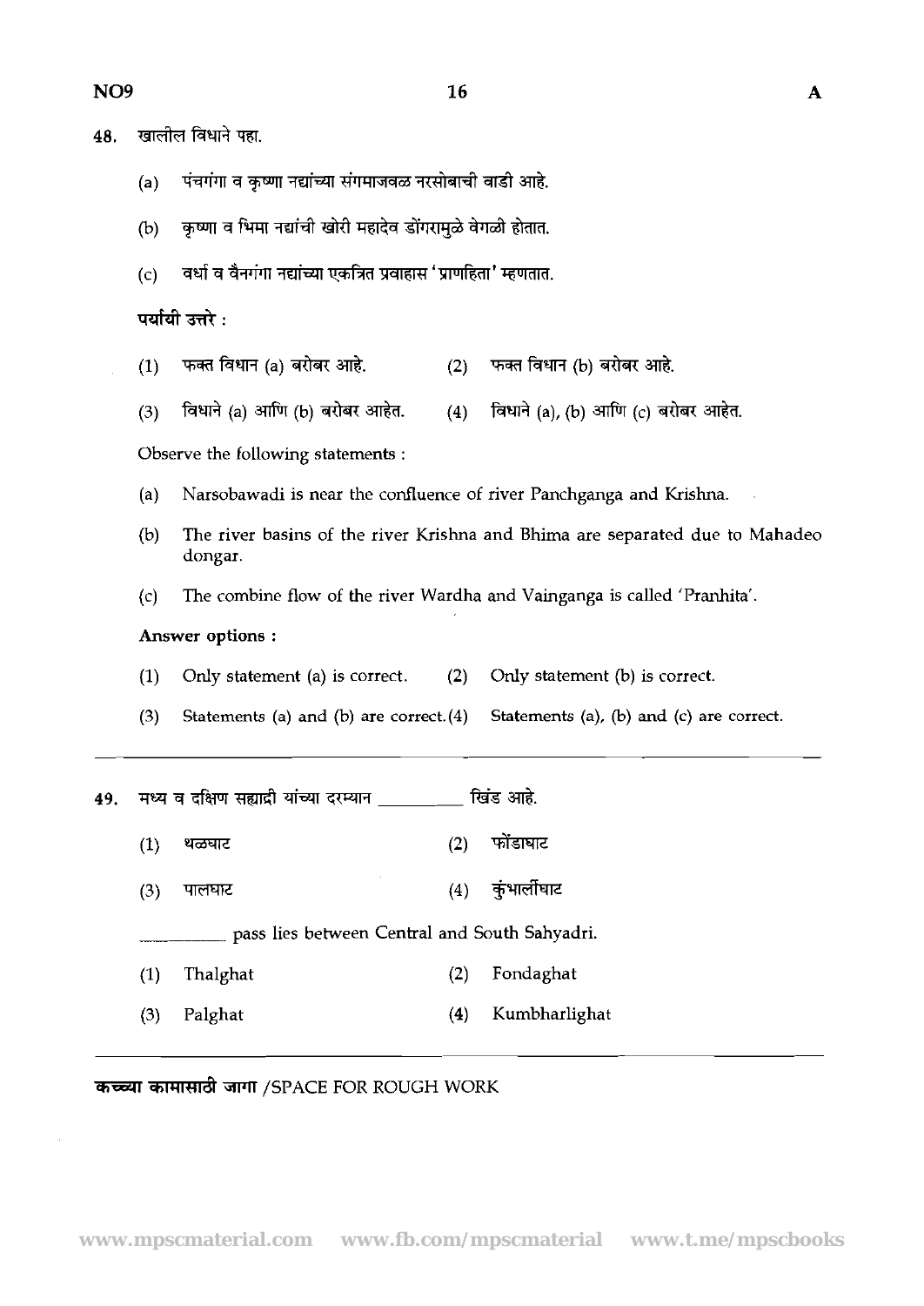48. खालील विधाने पहा.

(a) पंचगंगा व कृष्णा नद्यांच्या संगमाजवळ नरसोबाची वाडी आहे.

(b) कृष्णा व भिमा नद्यांची खोरी महादेव डोंगरामुळे वेगळी होतात.

(c) वर्धा व वैनगंगा नद्यांच्या एकत्रित प्रवाहास 'प्राणहिता' म्हणतात.

**पर्यायी उत्तरे :**

(1) फक्त विधान (a) बरोबर आहे.
(2) फक्त विधान (b) बरोबर आहे.
(3) विधाने (a) आणि (b) बरोबर आहेत.
(4) विधाने (a), (b) आणि (c) बरोबर आहेत.

Observe the following statements :

(a) Narsobawadi is near the confluence of river Panchganga and Krishna.

(b) The river basins of the river Krishna and Bhima are separated due to Mahadeo dongar.

(c) The combine flow of the river Wardha and Vainganga is called 'Pranhita'.

**Answer options :**

(1) Only statement (a) is correct.
(2) Only statement (b) is correct.
(3) Statements (a) and (b) are correct.
(4) Statements (a), (b) and (c) are correct.

---

49. मध्य व दक्षिण सह्याद्री यांच्या दरम्यान \_\_\_\_\_\_\_\_ खिंड आहे.

(1) थळघाट
(2) फोंडाघाट
(3) पालघाट
(4) कुंभार्लीघाट

\_\_\_\_\_\_\_\_ pass lies between Central and South Sahyadri.

(1) Thalghat
(2) Fondaghat
(3) Palghat
(4) Kumbharlighat

---

**कच्च्या कामासाठी जागा** /SPACE FOR ROUGH WORK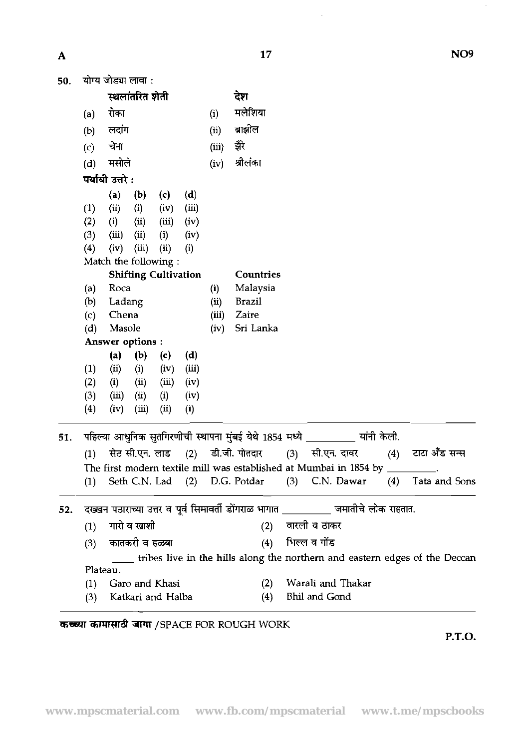50. योग्य जोड्या लावा :

| | स्थलांतरित शेती | | देश |
|---|---|---|---|
| (a) | रोका | (i) | मलेशिया |
| (b) | लदांग | (ii) | ब्राझील |
| (c) | चेना | (iii) | झैरे |
| (d) | मसोले | (iv) | श्रीलंका |

**पर्यायी उत्तरे :**

| | (a) | (b) | (c) | (d) |
|---|---|---|---|---|
| (1) | (ii) | (i) | (iv) | (iii) |
| (2) | (i) | (ii) | (iii) | (iv) |
| (3) | (iii) | (ii) | (i) | (iv) |
| (4) | (iv) | (iii) | (ii) | (i) |

Match the following :

| | Shifting Cultivation | | Countries |
|---|---|---|---|
| (a) | Roca | (i) | Malaysia |
| (b) | Ladang | (ii) | Brazil |
| (c) | Chena | (iii) | Zaire |
| (d) | Masole | (iv) | Sri Lanka |

**Answer options :**

| | (a) | (b) | (c) | (d) |
|---|---|---|---|---|
| (1) | (ii) | (i) | (iv) | (iii) |
| (2) | (i) | (ii) | (iii) | (iv) |
| (3) | (iii) | (ii) | (i) | (iv) |
| (4) | (iv) | (iii) | (ii) | (i) |

---

51. पहिल्या आधुनिक सुतगिरणीची स्थापना मुंबई येथे 1854 मध्ये __________ यांनी केली.

(1) सेठ सी.एन. लाड (2) डी.जी. पोतदार (3) सी.एन. दावर (4) टाटा अँड सन्स

The first modern textile mill was established at Mumbai in 1854 by __________.

(1) Seth C.N. Lad (2) D.G. Potdar (3) C.N. Dawar (4) Tata and Sons

---

52. दख्खन पठाराच्या उत्तर व पूर्व सिमावर्ती डोंगराळ भागात __________ जमातीचे लोक राहतात.

(1) गारो व खाशी (2) वारली व ठाकर
(3) कातकरी व हळबा (4) भिल्ल व गोंड

__________ tribes live in the hills along the northern and eastern edges of the Deccan Plateau.

(1) Garo and Khasi (2) Warali and Thakar
(3) Katkari and Halba (4) Bhil and Gond

कच्च्या कामासाठी जागा /SPACE FOR ROUGH WORK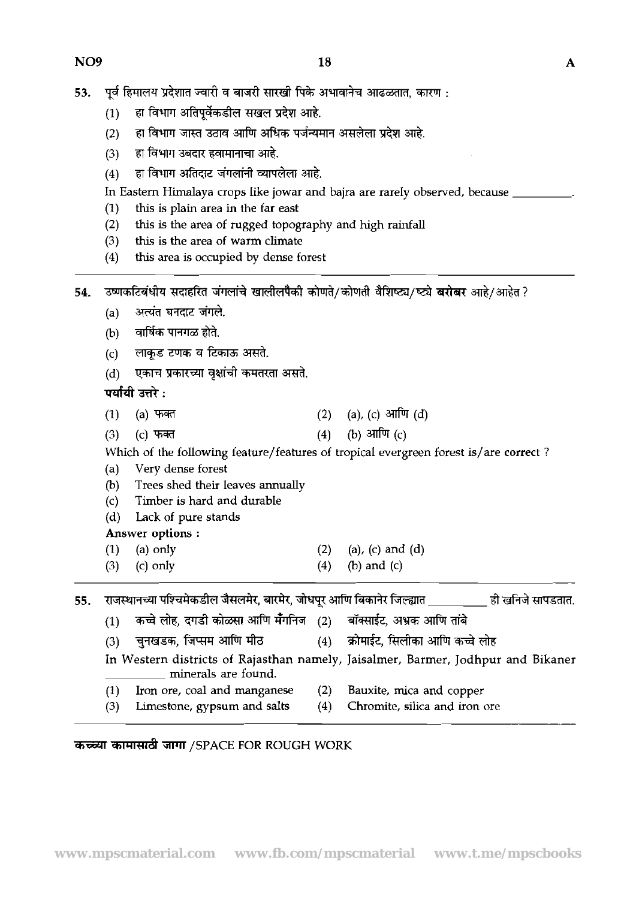53. पूर्व हिमालय प्रदेशात ज्वारी व बाजरी सारखी पिके अभावानेच आढळतात, कारण :

    (1) हा विभाग अतिपूर्वेकडील सखल प्रदेश आहे.
    (2) हा विभाग जास्त उठाव आणि अधिक पर्जन्यमान असलेला प्रदेश आहे.
    (3) हा विभाग उबदार हवामानाचा आहे.
    (4) हा विभाग अतिदाट जंगलांनी व्यापलेला आहे.

    In Eastern Himalaya crops like jowar and bajra are rarely observed, because __________.

    (1) this is plain area in the far east
    (2) this is the area of rugged topography and high rainfall
    (3) this is the area of warm climate
    (4) this area is occupied by dense forest

---

54. उष्णकटिबंधीय सदाहरित जंगलांचे खालीलपैकी कोणते/कोणती वैशिष्ट्य/ष्ट्ये **बरोबर** आहे/आहेत ?

    (a) अत्यंत घनदाट जंगले.
    (b) वार्षिक पानगळ होते.
    (c) लाकूड टणक व टिकाऊ असते.
    (d) एकाच प्रकारच्या वृक्षांची कमतरता असते.

    **पर्यायी उत्तरे :**

    (1) (a) फक्त  (2) (a), (c) आणि (d)
    (3) (c) फक्त  (4) (b) आणि (c)

    Which of the following feature/features of tropical evergreen forest is/are **correct** ?

    (a) Very dense forest
    (b) Trees shed their leaves annually
    (c) Timber is hard and durable
    (d) Lack of pure stands

    **Answer options :**

    (1) (a) only  (2) (a), (c) and (d)
    (3) (c) only  (4) (b) and (c)

---

55. राजस्थानच्या पश्चिमेकडील जैसलमेर, बारमेर, जोधपूर आणि बिकानेर जिल्ह्यात __________ ही खनिजे सापडतात.

    (1) कच्चे लोह, दगडी कोळसा आणि मँगनिज  (2) बॉक्साईट, अभ्रक आणि तांबे
    (3) चुनखडक, जिप्सम आणि मीठ  (4) क्रोमाईट, सिलीका आणि कच्चे लोह

    In Western districts of Rajasthan namely, Jaisalmer, Barmer, Jodhpur and Bikaner __________ minerals are found.

    (1) Iron ore, coal and manganese  (2) Bauxite, mica and copper
    (3) Limestone, gypsum and salts  (4) Chromite, silica and iron ore

**कच्च्या कामासाठी जागा** /SPACE FOR ROUGH WORK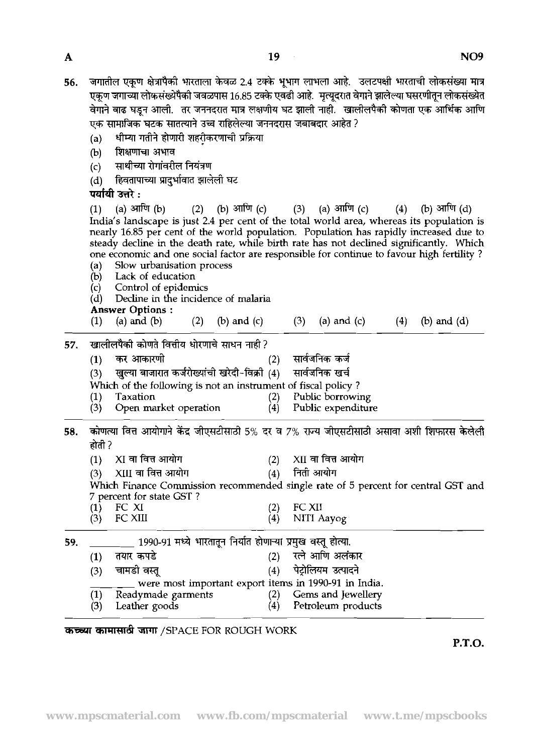56. जगातील एकूण क्षेत्रापैकी भारताला केवळ 2.4 टक्के भूभाग लाभला आहे. उलटपक्षी भारताची लोकसंख्या मात्र एकूण जगाच्या लोकसंख्येपैकी जवळपास 16.85 टक्के एवढी आहे. मृत्यूदरात वेगाने झालेल्या घसरणीतून लोकसंख्येत वेगाने वाढ घडून आली. तर जननदरात मात्र लक्षणीय घट झाली नाही. खालीलपैकी कोणता एक आर्थिक आणि एक सामाजिक घटक सातत्याने उच्च राहिलेल्या जननदरास जबाबदार आहेत ?

   (a) धीम्या गतीने होणारी शहरीकरणाची प्रक्रिया
   (b) शिक्षणाचा अभाव
   (c) साथीच्या रोगांवरील नियंत्रण
   (d) हिवतापाच्या प्रादुर्भावात झालेली घट

   **पर्यायी उत्तरे :**

   (1) (a) आणि (b) (2) (b) आणि (c) (3) (a) आणि (c) (4) (b) आणि (d)

   India's landscape is just 2.4 per cent of the total world area, whereas its population is nearly 16.85 per cent of the world population. Population has rapidly increased due to steady decline in the death rate, while birth rate has not declined significantly. Which one economic and one social factor are responsible for continue to favour high fertility ?

   (a) Slow urbanisation process
   (b) Lack of education
   (c) Control of epidemics
   (d) Decline in the incidence of malaria

   **Answer Options :**

   (1) (a) and (b) (2) (b) and (c) (3) (a) and (c) (4) (b) and (d)

57. खालीलपैकी कोणते वित्तीय धोरणाचे साधन नाही ?

   (1) कर आकारणी (2) सार्वजनिक कर्ज
   (3) खुल्या बाजारात कर्जरोख्यांची खरेदी-विक्री (4) सार्वजनिक खर्च

   Which of the following is not an instrument of fiscal policy ?

   (1) Taxation (2) Public borrowing
   (3) Open market operation (4) Public expenditure

58. कोणत्या वित्त आयोगाने केंद्र जीएसटीसाठी 5% दर व 7% राज्य जीएसटीसाठी असावा अशी शिफारस केलेली होती ?

   (1) XI वा वित्त आयोग (2) XII वा वित्त आयोग
   (3) XIII वा वित्त आयोग (4) निती आयोग

   Which Finance Commission recommended single rate of 5 percent for central GST and 7 percent for state GST ?

   (1) FC XI (2) FC XII
   (3) FC XIII (4) NITI Aayog

59. ________ 1990-91 मध्ये भारतातून निर्यात होणाऱ्या प्रमुख वस्तू होत्या.

   (1) तयार कपडे (2) रत्ने आणि अलंकार
   (3) चामडी वस्तू (4) पेट्रोलियम उत्पादने

   ________ were most important export items in 1990-91 in India.

   (1) Readymade garments (2) Gems and Jewellery
   (3) Leather goods (4) Petroleum products

**कच्च्या कामासाठी जागा** / SPACE FOR ROUGH WORK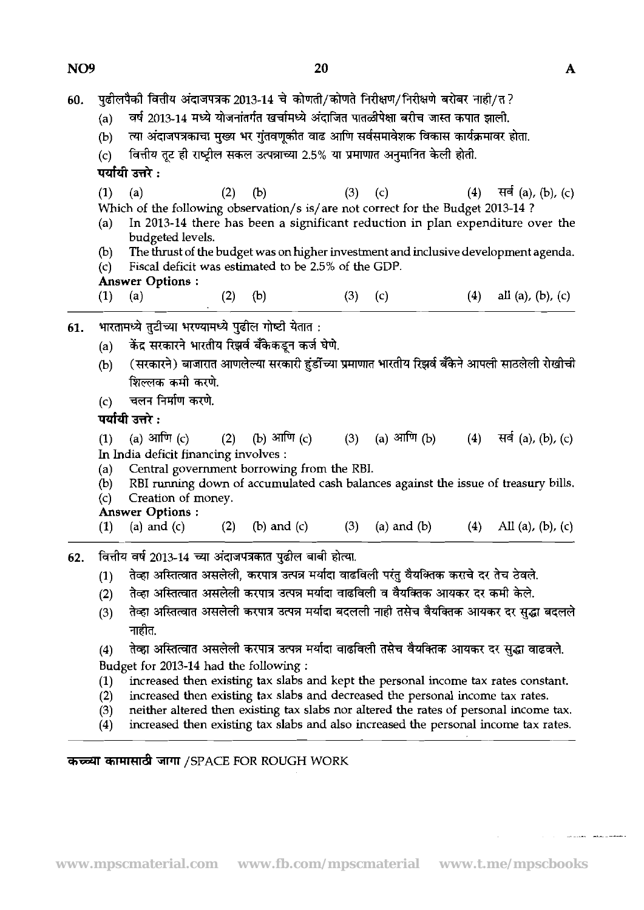60. पुढीलपैकी वित्तीय अंदाजपत्रक 2013-14 चे कोणती/कोणते निरीक्षण/निरीक्षणे बरोबर नाही/त ?

   (a) वर्ष 2013-14 मध्ये योजनांतर्गत खर्चामध्ये अंदाजित पातळीपेक्षा बरीच जास्त कपात झाली.

   (b) त्या अंदाजपत्रकाचा मुख्य भर गुंतवणूकीत वाढ आणि सर्वसमावेशक विकास कार्यक्रमावर होता.

   (c) वित्तीय तूट ही राष्ट्रीय सकल उत्पन्नाच्या 2.5% या प्रमाणात अनुमानित केली होती.

   **पर्यायी उत्तरे :**

   (1) (a) (2) (b) (3) (c) (4) सर्व (a), (b), (c)

   Which of the following observation/s is/are not correct for the Budget 2013-14 ?

   (a) In 2013-14 there has been a significant reduction in plan expenditure over the budgeted levels.

   (b) The thrust of the budget was on higher investment and inclusive development agenda.

   (c) Fiscal deficit was estimated to be 2.5% of the GDP.

   **Answer Options :**

   (1) (a) (2) (b) (3) (c) (4) all (a), (b), (c)

61. भारतामध्ये तुटीच्या भरण्यामध्ये पुढील गोष्टी येतात :

   (a) केंद्र सरकारने भारतीय रिझर्व बँकेकडून कर्ज घेणे.

   (b) (सरकारने) बाजारात आणलेल्या सरकारी हुंडींच्या प्रमाणात भारतीय रिझर्व बँकेने आपली साठलेली रोखीची शिल्लक कमी करणे.

   (c) चलन निर्माण करणे.

   **पर्यायी उत्तरे :**

   (1) (a) आणि (c) (2) (b) आणि (c) (3) (a) आणि (b) (4) सर्व (a), (b), (c)

   In India deficit financing involves :

   (a) Central government borrowing from the RBI.

   (b) RBI running down of accumulated cash balances against the issue of treasury bills.

   (c) Creation of money.

   **Answer Options :**

   (1) (a) and (c) (2) (b) and (c) (3) (a) and (b) (4) All (a), (b), (c)

62. वित्तीय वर्ष 2013-14 च्या अंदाजपत्रकात पुढील बाबी होत्या.

   (1) तेव्हा अस्तित्वात असलेली, करपात्र उत्पन्न मर्यादा वाढविली परंतु वैयक्तिक कराचे दर तेच ठेवले.

   (2) तेव्हा अस्तित्वात असलेली करपात्र उत्पन्न मर्यादा वाढविली व वैयक्तिक आयकर दर कमी केले.

   (3) तेव्हा अस्तित्वात असलेली करपात्र उत्पन्न मर्यादा बदलली नाही तसेच वैयक्तिक आयकर दर सुद्धा बदलले नाहीत.

   (4) तेव्हा अस्तित्वात असलेली करपात्र उत्पन्न मर्यादा वाढविली तसेच वैयक्तिक आयकर दर सुद्धा वाढवले.

   Budget for 2013-14 had the following :

   (1) increased then existing tax slabs and kept the personal income tax rates constant.

   (2) increased then existing tax slabs and decreased the personal income tax rates.

   (3) neither altered then existing tax slabs nor altered the rates of personal income tax.

   (4) increased then existing tax slabs and also increased the personal income tax rates.

**कच्च्या कामासाठी जागा** /SPACE FOR ROUGH WORK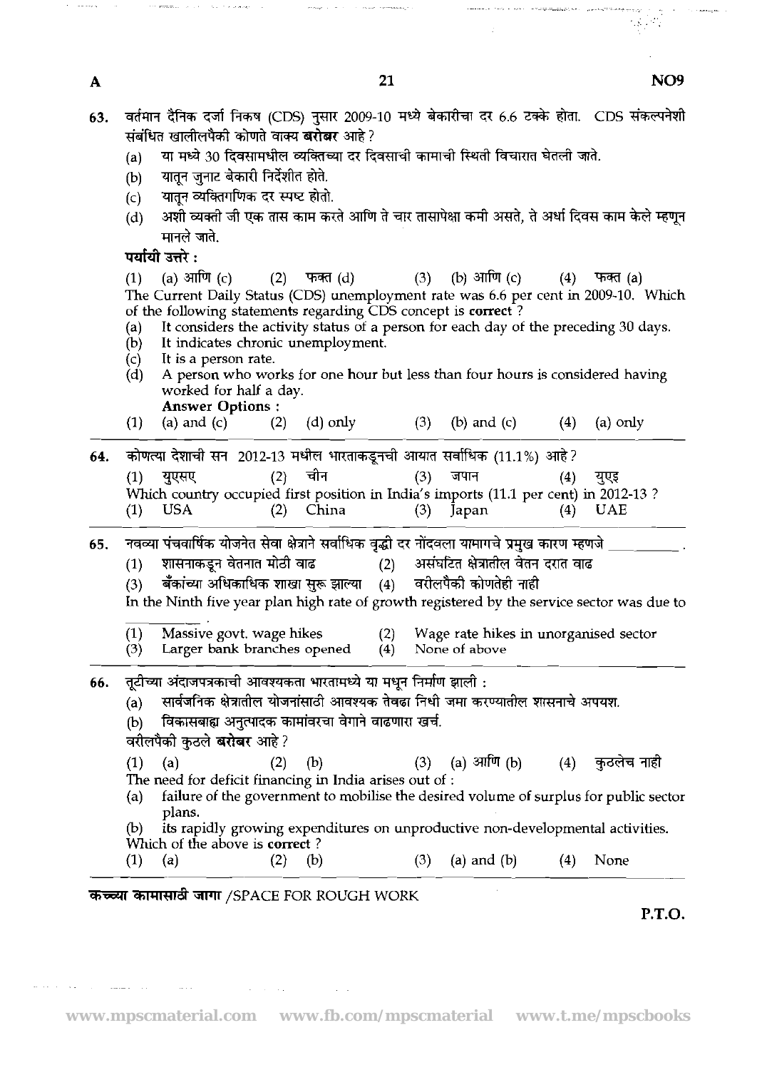63. वर्तमान दैनिक दर्जा निकष (CDS) नुसार 2009-10 मध्ये बेकारीचा दर 6.6 टक्के होता. CDS संकल्पनेशी संबंधित खालीलपैकी कोणते वाक्य **बरोबर** आहे ?

   (a) या मध्ये 30 दिवसामधील व्यक्तिच्या दर दिवसाची कामाची स्थिती विचारात घेतली जाते.
   (b) यातून जुनाट बेकारी निर्देशीत होते.
   (c) यातून व्यक्तिगणिक दर स्पष्ट होतो.
   (d) अशी व्यक्ती जी एक तास काम करते आणि ते चार तासापेक्षा कमी असते, ते अर्धा दिवस काम केले म्हणून मानले जाते.

   **पर्यायी उत्तरे :**

   (1) (a) आणि (c) (2) फक्त (d) (3) (b) आणि (c) (4) फक्त (a)

   The Current Daily Status (CDS) unemployment rate was 6.6 per cent in 2009-10. Which of the following statements regarding CDS concept is **correct** ?

   (a) It considers the activity status of a person for each day of the preceding 30 days.
   (b) It indicates chronic unemployment.
   (c) It is a person rate.
   (d) A person who works for one hour but less than four hours is considered having worked for half a day.

   **Answer Options :**

   (1) (a) and (c) (2) (d) only (3) (b) and (c) (4) (a) only

64. कोणत्या देशाची सन 2012-13 मधील भारताकडूनची आयात सर्वाधिक (11.1%) आहे ?

   (1) युएसए (2) चीन (3) जपान (4) युएइ

   Which country occupied first position in India's imports (11.1 per cent) in 2012-13 ?

   (1) USA (2) China (3) Japan (4) UAE

65. नवव्या पंचवार्षिक योजनेत सेवा क्षेत्राने सर्वाधिक वृद्धी दर नोंदवला यामागचे प्रमुख कारण म्हणजे \_\_\_\_\_\_\_\_ .

   (1) शासनाकडून वेतनात मोठी वाढ (2) असंघटित क्षेत्रातील वेतन दरात वाढ
   (3) बँकांच्या अधिकाधिक शाखा सुरू झाल्या (4) वरीलपैकी कोणतेही नाही

   In the Ninth five year plan high rate of growth registered by the service sector was due to \_\_\_\_\_\_\_\_ .

   (1) Massive govt. wage hikes (2) Wage rate hikes in unorganised sector
   (3) Larger bank branches opened (4) None of above

66. तूटीच्या अंदाजपत्रकाची आवश्यकता भारतामध्ये या मधून निर्माण झाली :

   (a) सार्वजनिक क्षेत्रातील योजनांसाठी आवश्यक तेवढा निधी जमा करण्यातील शासनाचे अपयश.
   (b) विकासबाह्य अनुत्पादक कामांवरचा वेगाने वाढणारा खर्च.

   वरीलपैकी कुठले **बरोबर** आहे ?

   (1) (a) (2) (b) (3) (a) आणि (b) (4) कुठलेच नाही

   The need for deficit financing in India arises out of :

   (a) failure of the government to mobilise the desired volume of surplus for public sector plans.
   (b) its rapidly growing expenditures on unproductive non-developmental activities.

   Which of the above is **correct** ?

   (1) (a) (2) (b) (3) (a) and (b) (4) None

**कच्च्या कामासाठी जागा** /SPACE FOR ROUGH WORK

P.T.O.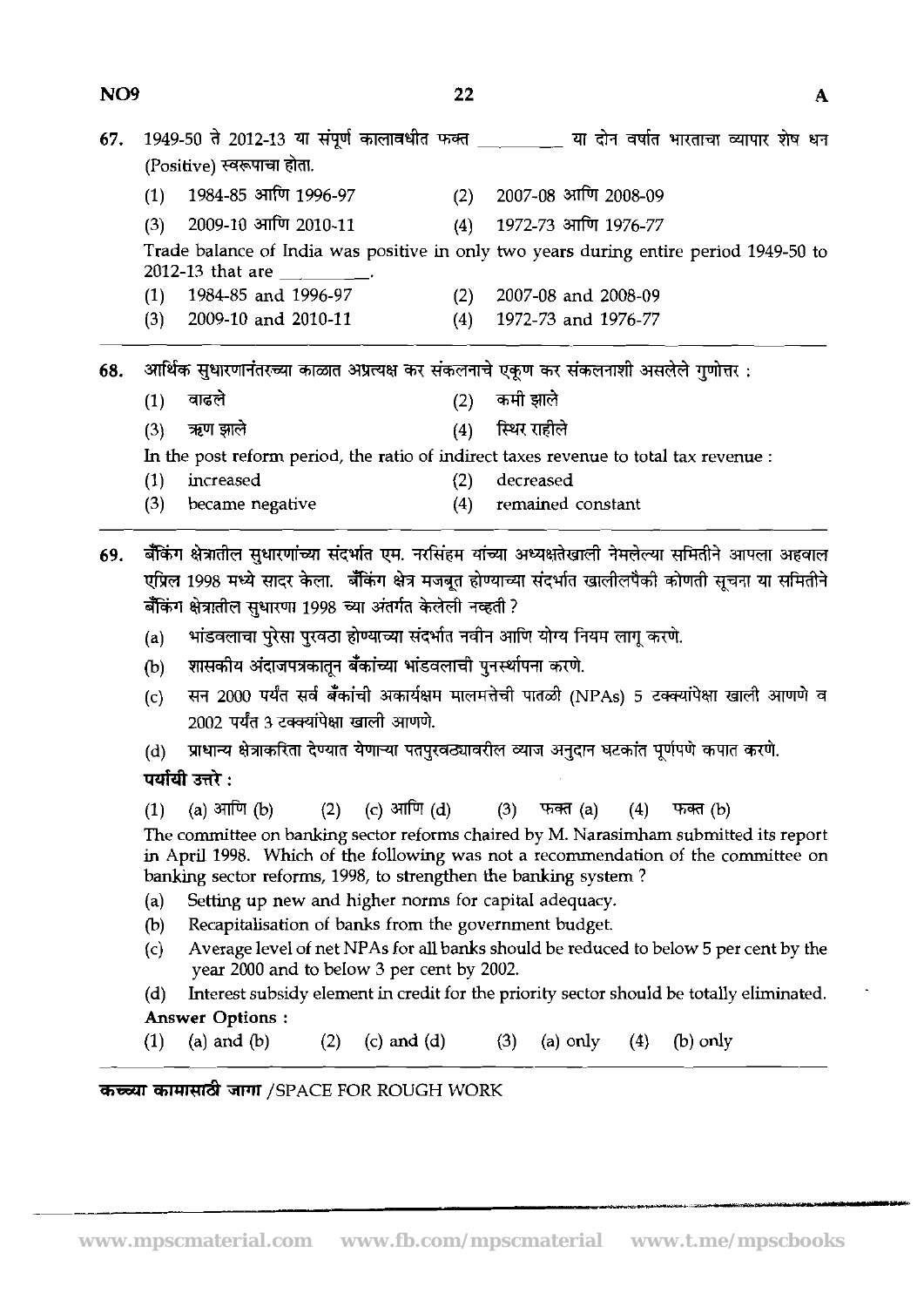67. 1949-50 ते 2012-13 या संपूर्ण कालावधीत फक्त __________ या दोन वर्षात भारताचा व्यापार शेष धन (Positive) स्वरूपाचा होता.

(1) 1984-85 आणि 1996-97 (2) 2007-08 आणि 2008-09
(3) 2009-10 आणि 2010-11 (4) 1972-73 आणि 1976-77

Trade balance of India was positive in only two years during entire period 1949-50 to 2012-13 that are __________.

(1) 1984-85 and 1996-97 (2) 2007-08 and 2008-09
(3) 2009-10 and 2010-11 (4) 1972-73 and 1976-77

---

68. आर्थिक सुधारणानंतरच्या काळात अप्रत्यक्ष कर संकलनाचे एकूण कर संकलनाशी असलेले गुणोत्तर :

(1) वाढले (2) कमी झाले
(3) ऋण झाले (4) स्थिर राहीले

In the post reform period, the ratio of indirect taxes revenue to total tax revenue :

(1) increased (2) decreased
(3) became negative (4) remained constant

---

69. बँकिंग क्षेत्रातील सुधारणांच्या संदर्भात एम. नरसिंहम यांच्या अध्यक्षतेखाली नेमलेल्या समितीने आपला अहवाल एप्रिल 1998 मध्ये सादर केला. बँकिंग क्षेत्र मजबूत होण्याच्या संदर्भात खालीलपैकी कोणती सूचना या समितीने बँकिंग क्षेत्रातील सुधारणा 1998 च्या अंतर्गत केलेली नव्हती ?

(a) भांडवलाचा पुरेसा पुरवठा होण्याच्या संदर्भात नवीन आणि योग्य नियम लागू करणे.
(b) शासकीय अंदाजपत्रकातून बँकांच्या भांडवलाची पुनर्स्थापना करणे.
(c) सन 2000 पर्यंत सर्व बँकांची अकार्यक्षम मालमत्तेची पातळी (NPAs) 5 टक्क्यांपेक्षा खाली आणणे व 2002 पर्यंत 3 टक्क्यांपेक्षा खाली आणणे.
(d) प्राधान्य क्षेत्राकरिता देण्यात येणाऱ्या पतपुरवठ्यावरील व्याज अनुदान घटकांत पूर्णपणे कपात करणे.

**पर्यायी उत्तरे :**

(1) (a) आणि (b) (2) (c) आणि (d) (3) फक्त (a) (4) फक्त (b)

The committee on banking sector reforms chaired by M. Narasimham submitted its report in April 1998. Which of the following was not a recommendation of the committee on banking sector reforms, 1998, to strengthen the banking system ?

(a) Setting up new and higher norms for capital adequacy.
(b) Recapitalisation of banks from the government budget.
(c) Average level of net NPAs for all banks should be reduced to below 5 per cent by the year 2000 and to below 3 per cent by 2002.
(d) Interest subsidy element in credit for the priority sector should be totally eliminated.

**Answer Options :**

(1) (a) and (b) (2) (c) and (d) (3) (a) only (4) (b) only

---

**कच्च्या कामासाठी जागा** /SPACE FOR ROUGH WORK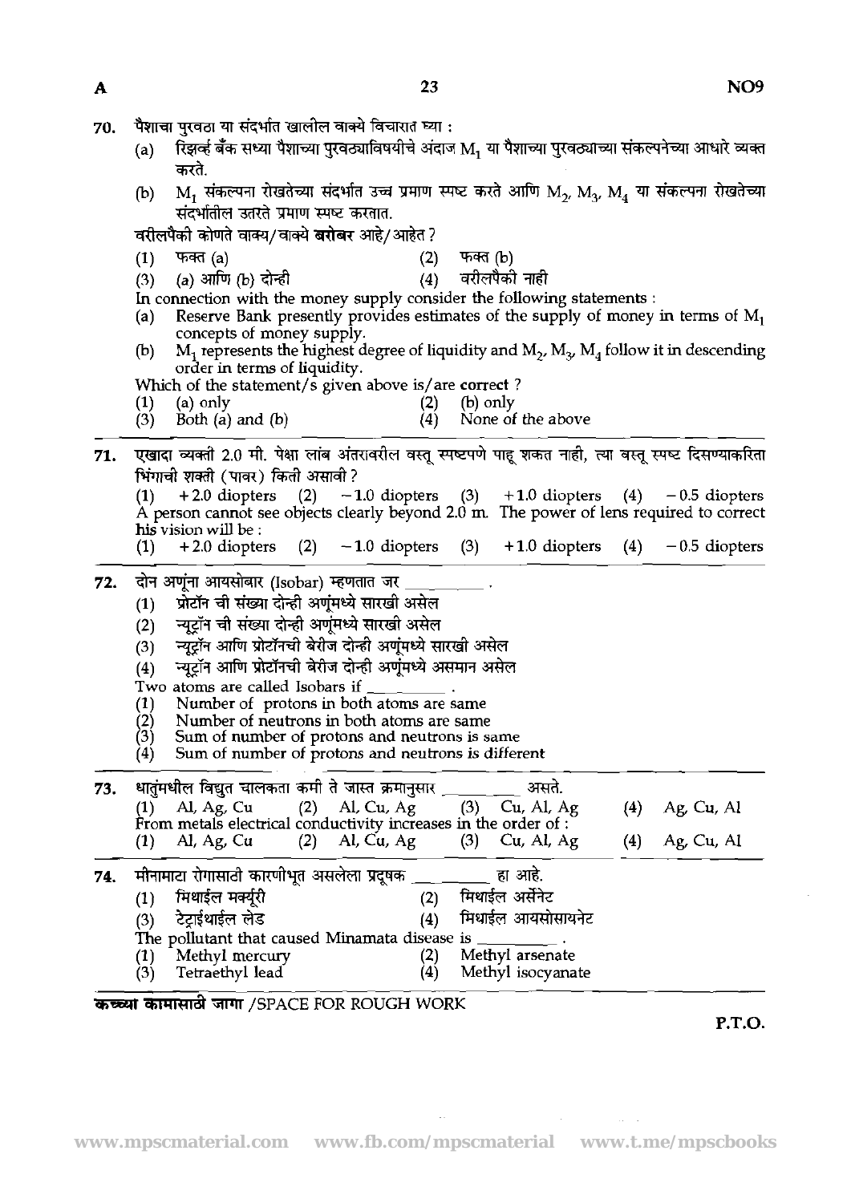70. पैशाचा पुरवठा या संदर्भात खालील वाक्ये विचारात घ्या :

(a) रिझर्व्ह बँक सध्या पैशाच्या पुरवठ्याविषयीचे अंदाज $M_1$ या पैशाच्या पुरवठ्याच्या संकल्पनेच्या आधारे व्यक्त करते.

(b) $M_1$ संकल्पना रोखतेच्या संदर्भात उच्च प्रमाण स्पष्ट करते आणि $M_2$, $M_3$, $M_4$ या संकल्पना रोखतेच्या संदर्भातील उतरते प्रमाण स्पष्ट करतात.

वरीलपैकी कोणते वाक्य/वाक्ये **बरोबर** आहे/आहेत ?

(1) फक्त (a) (2) फक्त (b)
(3) (a) आणि (b) दोन्ही (4) वरीलपैकी नाही

In connection with the money supply consider the following statements :

(a) Reserve Bank presently provides estimates of the supply of money in terms of $M_1$ concepts of money supply.

(b) $M_1$ represents the highest degree of liquidity and $M_2$, $M_3$, $M_4$ follow it in descending order in terms of liquidity.

Which of the statement/s given above is/are **correct** ?

(1) (a) only (2) (b) only
(3) Both (a) and (b) (4) None of the above

71. एखादा व्यक्ती 2.0 मी. पेक्षा लांब अंतरावरील वस्तू स्पष्टपणे पाहू शकत नाही, त्या वस्तू स्पष्ट दिसण्याकरिता भिंगाची शक्ती (पावर) किती असावी ?

(1) +2.0 diopters (2) −1.0 diopters (3) +1.0 diopters (4) −0.5 diopters

A person cannot see objects clearly beyond 2.0 m. The power of lens required to correct his vision will be :

(1) +2.0 diopters (2) −1.0 diopters (3) +1.0 diopters (4) −0.5 diopters

72. दोन अणूंना आयसोबार (Isobar) म्हणतात जर ________ .

(1) प्रोटॉन ची संख्या दोन्ही अणूंमध्ये सारखी असेल
(2) न्यूट्रॉन ची संख्या दोन्ही अणूंमध्ये सारखी असेल
(3) न्यूट्रॉन आणि प्रोटॉनची बेरीज दोन्ही अणूंमध्ये सारखी असेल
(4) न्यूट्रॉन आणि प्रोटॉनची बेरीज दोन्ही अणूंमध्ये असमान असेल

Two atoms are called Isobars if ________ .

(1) Number of protons in both atoms are same
(2) Number of neutrons in both atoms are same
(3) Sum of number of protons and neutrons is same
(4) Sum of number of protons and neutrons is different

73. धातुंमधील विद्युत चालकता कमी ते जास्त क्रमानुसार ________ असते.

(1) Al, Ag, Cu (2) Al, Cu, Ag (3) Cu, Al, Ag (4) Ag, Cu, Al

From metals electrical conductivity increases in the order of :

(1) Al, Ag, Cu (2) Al, Cu, Ag (3) Cu, Al, Ag (4) Ag, Cu, Al

74. मीनामाटा रोगासाठी कारणीभूत असलेला प्रदूषक ________ हा आहे.

(1) मिथाईल मर्क्यूरी (2) मिथाईल अर्सेनेट
(3) टेट्राईथाईल लेड (4) मिथाईल आयसोसायनेट

The pollutant that caused Minamata disease is ________ .

(1) Methyl mercury (2) Methyl arsenate
(3) Tetraethyl lead (4) Methyl isocyanate

**कच्च्या कामासाठी जागा** /SPACE FOR ROUGH WORK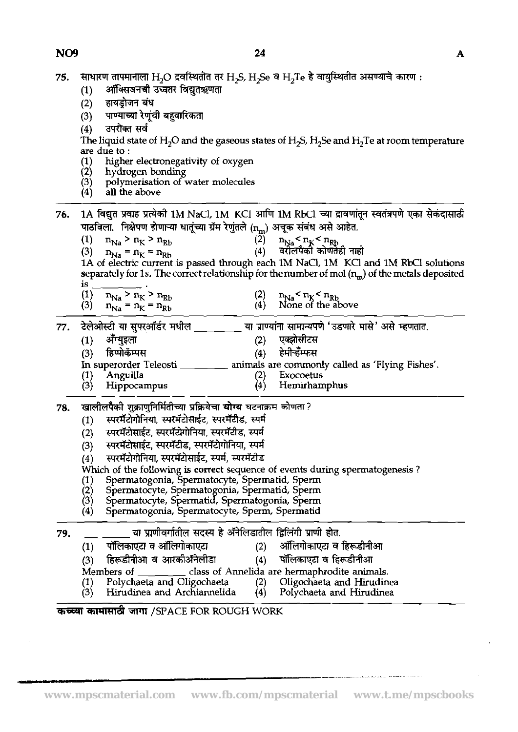75. साधारण तापमानाला $H_2O$ द्रवस्थितीत तर $H_2S$, $H_2Se$ व $H_2Te$ हे वायुस्थितीत असण्याचे कारण :

(1) ऑक्सिजनची उच्चतर विद्युतऋणता
(2) हायड्रोजन बंध
(3) पाण्याच्या रेणूंची बहुवारिकता
(4) उपरोक्त सर्व

The liquid state of $H_2O$ and the gaseous states of $H_2S$, $H_2Se$ and $H_2Te$ at room temperature are due to :

(1) higher electronegativity of oxygen
(2) hydrogen bonding
(3) polymerisation of water molecules
(4) all the above

---

76. 1A विद्युत प्रवाह प्रत्येकी 1M NaCl, 1M KCl आणि 1M RbCl च्या द्रावणांतून स्वतंत्रपणे एका सेकंदासाठी पाठविला. निक्षेपण होणाऱ्या धातूंच्या ग्रॅम रेणुंतले ($n_m$) अचूक संबंध असे आहेत.

(1) $n_{Na} > n_K > n_{Rb}$
(2) $n_{Na} < n_K < n_{Rb}$
(3) $n_{Na} = n_K = n_{Rb}$
(4) वरीलपैकी कोणतेही नाही

1A of electric current is passed through each 1M NaCl, 1M KCl and 1M RbCl solutions separately for 1s. The correct relationship for the number of mol ($n_m$) of the metals deposited is ________ .

(1) $n_{Na} > n_K > n_{Rb}$
(2) $n_{Na} < n_K < n_{Rb}$
(3) $n_{Na} = n_K = n_{Rb}$
(4) None of the above

---

77. टेलेओस्टी या सुपरऑर्डर मधील ________ या प्राण्यांना सामान्यपणे 'उडणारे मासे' असे म्हणतात.

(1) अँग्युइला
(2) एक्झोसीटस
(3) हिप्पोकॅम्पस
(4) हेमीऱ्हॅम्फस

In superorder Teleosti ________ animals are commonly called as 'Flying Fishes'.

(1) Anguilla
(2) Exocoetus
(3) Hippocampus
(4) Hemirhamphus

---

78. खालीलपैकी शुक्राणुनिर्मितीच्या प्रक्रियेचा **योग्य** घटनाक्रम कोणता ?

(1) स्परमॅटोगोनिया, स्परमॅटोसाईट, स्परमॅटीड, स्पर्म
(2) स्परमॅटोसाईट, स्परमॅटोगोनिया, स्परमॅटीड, स्पर्म
(3) स्परमॅटोसाईट, स्परमॅटीड, स्परमॅटोगोनिया, स्पर्म
(4) स्परमॅटोगोनिया, स्परमॅटोसाईट, स्पर्म, स्परमॅटीड

Which of the following is **correct** sequence of events during spermatogenesis ?

(1) Spermatogonia, Spermatocyte, Spermatid, Sperm
(2) Spermatocyte, Spermatogonia, Spermatid, Sperm
(3) Spermatocyte, Spermatid, Spermatogonia, Sperm
(4) Spermatogonia, Spermatocyte, Sperm, Spermatid

---

79. ________ या प्राणीवर्गातील सदस्य हे ॲनेलिडातील द्विलिंगी प्राणी होत.

(1) पॉलिकाएटा व ऑलिगोकाएटा
(2) ऑलिगोकाएटा व हिरूडीनीआ
(3) हिरूडीनीआ व आरकीॲनेलीडा
(4) पॉलिकाएटा व हिरूडीनीआ

Members of ________ class of Annelida are hermaphrodite animals.

(1) Polychaeta and Oligochaeta
(2) Oligochaeta and Hirudinea
(3) Hirudinea and Archiannelida
(4) Polychaeta and Hirudinea

---

कच्च्या कामासाठी जागा /SPACE FOR ROUGH WORK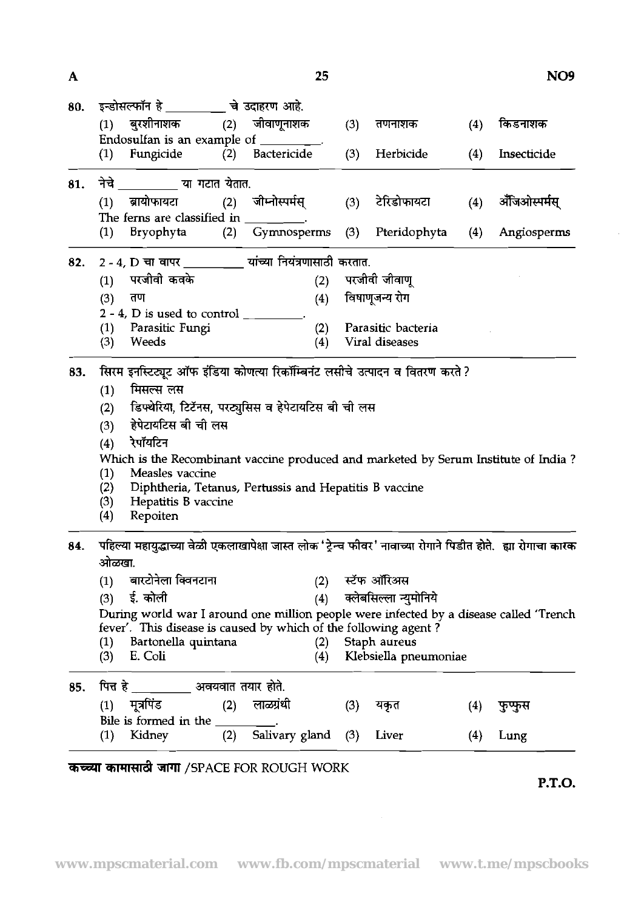80. इन्डोसल्फॉन हे _________ चे उदाहरण आहे.

(1) बुरशीनाशक (2) जीवाणूनाशक (3) तणनाशक (4) किडनाशक

Endosulfan is an example of _________.

(1) Fungicide (2) Bactericide (3) Herbicide (4) Insecticide

81. नेचे _________ या गटात येतात.

(1) ब्रायोफायटा (2) जीम्नोस्पर्मस् (3) टेरिडोफायटा (4) ॲंजिओस्पर्मस्

The ferns are classified in _________.

(1) Bryophyta (2) Gymnosperms (3) Pteridophyta (4) Angiosperms

82. 2 - 4, D चा वापर _________ यांच्या नियंत्रणासाठी करतात.

(1) परजीवी कवके (2) परजीवी जीवाणू

(3) तण (4) विषाणूजन्य रोग

2 - 4, D is used to control _________.

(1) Parasitic Fungi (2) Parasitic bacteria

(3) Weeds (4) Viral diseases

83. सिरम इनस्टिट्यूट ऑफ इंडिया कोणत्या रिकॉम्बिनंट लसीचे उत्पादन व वितरण करते ?

(1) मिसल्स लस

(2) डिफ्थेरिया, टिटॅनस, परट्युसिस व हेपेटायटिस बी ची लस

(3) हेपेटायटिस बी ची लस

(4) रेपॉयटिन

Which is the Recombinant vaccine produced and marketed by Serum Institute of India ?

(1) Measles vaccine

(2) Diphtheria, Tetanus, Pertussis and Hepatitis B vaccine

(3) Hepatitis B vaccine

(4) Repoiten

84. पहिल्या महायुद्धाच्या वेळी एकलाखापेक्षा जास्त लोक 'ट्रेन्च फीवर' नावाच्या रोगाने पिडीत होते. ह्या रोगाचा कारक ओळखा.

(1) बारटोनेला क्विनटाना (2) स्टॅफ ऑरिअस

(3) ई. कोली (4) क्लेबसिल्ला न्युमोनिये

During world war I around one million people were infected by a disease called 'Trench fever'. This disease is caused by which of the following agent ?

(1) Bartonella quintana (2) Staph aureus

(3) E. Coli (4) Klebsiella pneumoniae

85. पित्त हे _________ अवयवात तयार होते.

(1) मूत्रपिंड (2) लाळग्रंथी (3) यकृत (4) फुप्फुस

Bile is formed in the _________.

(1) Kidney (2) Salivary gland (3) Liver (4) Lung

कच्च्या कामासाठी जागा /SPACE FOR ROUGH WORK

P.T.O.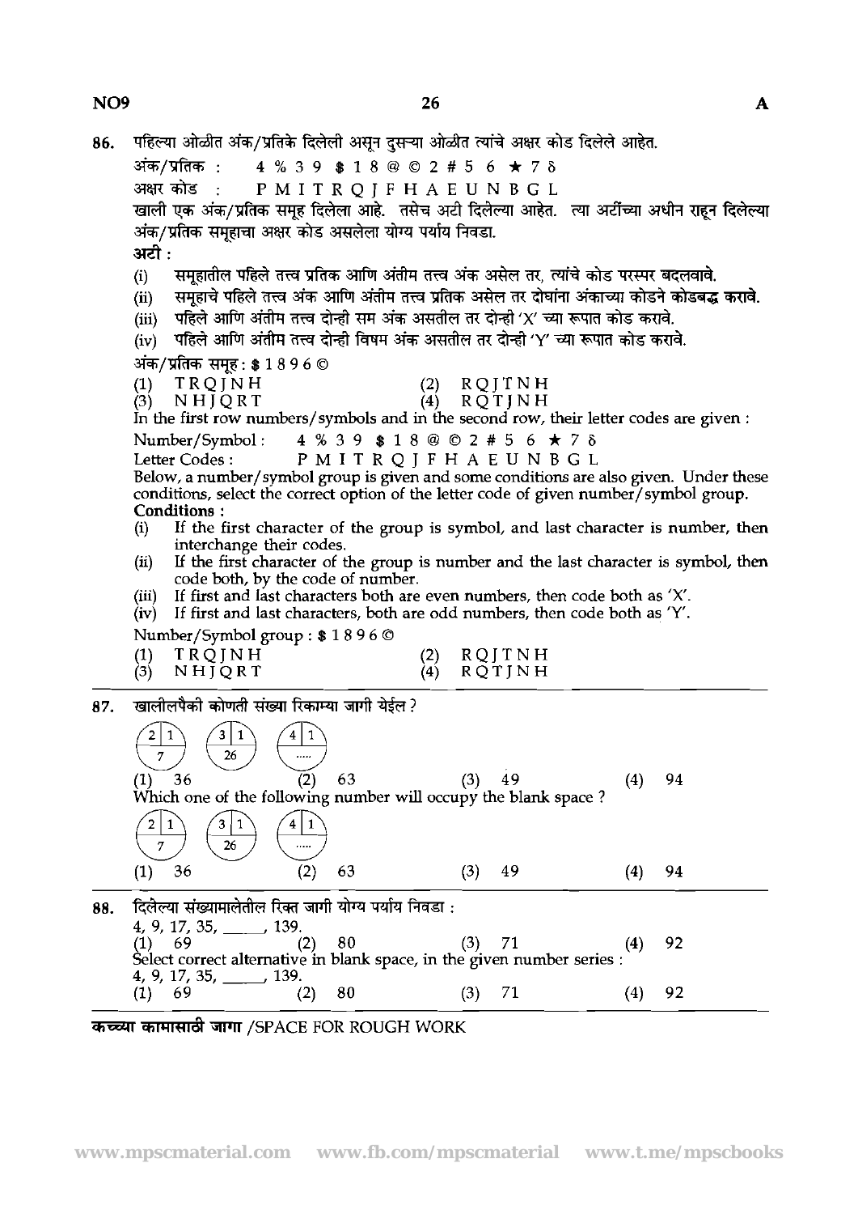86. पहिल्या ओळीत अंक/प्रतिके दिलेली असून दुसऱ्या ओळीत त्यांचे अक्षर कोड दिलेले आहेत.

अंक/प्रतिक : 4 % 3 9 $ 1 8 @ © 2 # 5 6 ★ 7 δ

अक्षर कोड : P M I T R Q J F H A E U N B G L

खाली एक अंक/प्रतिक समूह दिलेला आहे. तसेच अटी दिलेल्या आहेत. त्या अटींच्या अधीन राहून दिलेल्या अंक/प्रतिक समूहाचा अक्षर कोड असलेला योग्य पर्याय निवडा.

**अटी :**

(i) समूहातील पहिले तत्त्व प्रतिक आणि अंतीम तत्त्व अंक असेल तर, त्यांचे कोड परस्पर बदलवावे.

(ii) समूहाचे पहिले तत्त्व अंक आणि अंतीम तत्त्व प्रतिक असेल तर दोघांना अंकाच्या कोडने कोडबद्ध करावे.

(iii) पहिले आणि अंतीम तत्त्व दोन्ही सम अंक असतील तर दोन्ही 'X' च्या रूपात कोड करावे.

(iv) पहिले आणि अंतीम तत्त्व दोन्ही विषम अंक असतील तर दोन्ही 'Y' च्या रूपात कोड करावे.

अंक/प्रतिक समूह : $ 1 8 9 6 ©

(1) T R Q J N H
(2) R Q J T N H
(3) N H J Q R T
(4) R Q T J N H

In the first row numbers/symbols and in the second row, their letter codes are given :

Number/Symbol : 4 % 3 9 $ 1 8 @ © 2 # 5 6 ★ 7 δ

Letter Codes : P M I T R Q J F H A E U N B G L

Below, a number/symbol group is given and some conditions are also given. Under these conditions, select the correct option of the letter code of given number/symbol group.

**Conditions :**

(i) If the first character of the group is symbol, and last character is number, then interchange their codes.

(ii) If the first character of the group is number and the last character is symbol, then code both, by the code of number.

(iii) If first and last characters both are even numbers, then code both as 'X'.

(iv) If first and last characters, both are odd numbers, then code both as 'Y'.

Number/Symbol group : $ 1 8 9 6 ©

(1) T R Q J N H
(2) R Q J T N H
(3) N H J Q R T
(4) R Q T J N H

87. खालीलपैकी कोणती संख्या रिकाम्या जागी येईल ?

| Circle 1 | Circle 2 | Circle 3 |
|---|---|---|
| 2 \| 1 | 3 \| 1 | 4 \| 1 |
| 7 | 26 | ..... |

(1) 36
(2) 63
(3) 49
(4) 94

Which one of the following number will occupy the blank space ?

| Circle 1 | Circle 2 | Circle 3 |
|---|---|---|
| 2 \| 1 | 3 \| 1 | 4 \| 1 |
| 7 | 26 | ..... |

(1) 36
(2) 63
(3) 49
(4) 94

88. दिलेल्या संख्यामालेतील रिक्त जागी योग्य पर्याय निवडा :

4, 9, 17, 35, \_\_\_\_\_, 139.

(1) 69
(2) 80
(3) 71
(4) 92

Select correct alternative in blank space, in the given number series :

4, 9, 17, 35, \_\_\_\_\_, 139.

(1) 69
(2) 80
(3) 71
(4) 92

कच्च्या कामासाठी जागा /SPACE FOR ROUGH WORK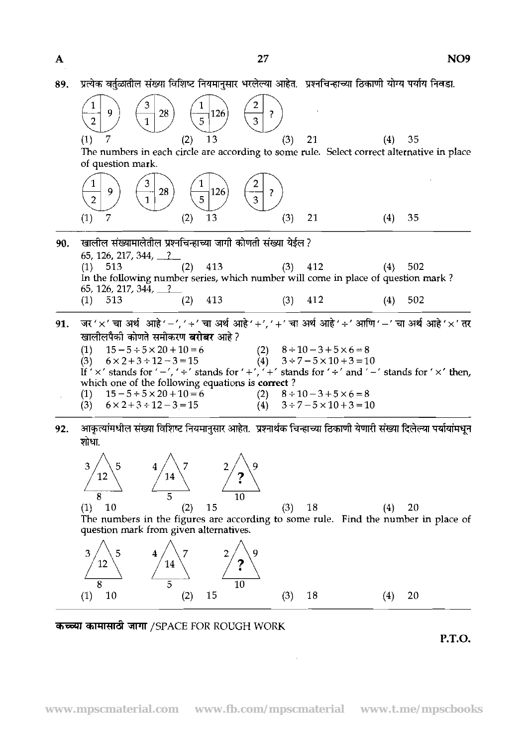89. प्रत्येक वर्तुळातील संख्या विशिष्ट नियमानुसार भरलेल्या आहेत. प्रश्नचिन्हाच्या ठिकाणी योग्य पर्याय निवडा.

| Circle | Top-left | Bottom-left | Right |
|---|---|---|---|
| 1 | 1 | 2 | 9 |
| 2 | 3 | 1 | 28 |
| 3 | 1 | 5 | 126 |
| 4 | 2 | 3 | ? |

(1) 7 (2) 13 (3) 21 (4) 35

The numbers in each circle are according to some rule. Select correct alternative in place of question mark.

| Circle | Top-left | Bottom-left | Right |
|---|---|---|---|
| 1 | 1 | 2 | 9 |
| 2 | 3 | 1 | 28 |
| 3 | 1 | 5 | 126 |
| 4 | 2 | 3 | ? |

(1) 7 (2) 13 (3) 21 (4) 35

---

90. खालील संख्यामालेतील प्रश्नचिन्हाच्या जागी कोणती संख्या येईल ?

65, 126, 217, 344, __?__

(1) 513 (2) 413 (3) 412 (4) 502

In the following number series, which number will come in place of question mark ?

65, 126, 217, 344, __?__

(1) 513 (2) 413 (3) 412 (4) 502

---

91. जर '×' चा अर्थ आहे '−', '÷' चा अर्थ आहे '+', '+' चा अर्थ आहे '÷' आणि '−' चा अर्थ आहे '×' तर खालीलपैकी कोणते समीकरण **बरोबर** आहे ?

(1) $15 - 5 \div 5 \times 20 + 10 = 6$
(2) $8 \div 10 - 3 + 5 \times 6 = 8$
(3) $6 \times 2 + 3 \div 12 - 3 = 15$
(4) $3 \div 7 - 5 \times 10 + 3 = 10$

If '×' stands for '−', '÷' stands for '+', '+' stands for '÷' and '−' stands for '×' then, which one of the following equations is **correct** ?

(1) $15 - 5 \div 5 \times 20 + 10 = 6$
(2) $8 \div 10 - 3 + 5 \times 6 = 8$
(3) $6 \times 2 + 3 \div 12 - 3 = 15$
(4) $3 \div 7 - 5 \times 10 + 3 = 10$

---

92. आकृत्यांमधील संख्या विशिष्ट नियमानुसार आहेत. प्रश्नार्थक चिन्हाच्या ठिकाणी येणारी संख्या दिलेल्या पर्यायांमधून शोधा.

| Triangle | Left side | Right side | Bottom | Centre |
|---|---|---|---|---|
| 1 | 3 | 5 | 8 | 12 |
| 2 | 4 | 7 | 5 | 14 |
| 3 | 2 | 9 | 10 | ? |

(1) 10 (2) 15 (3) 18 (4) 20

The numbers in the figures are according to some rule. Find the number in place of question mark from given alternatives.

| Triangle | Left side | Right side | Bottom | Centre |
|---|---|---|---|---|
| 1 | 3 | 5 | 8 | 12 |
| 2 | 4 | 7 | 5 | 14 |
| 3 | 2 | 9 | 10 | ? |

(1) 10 (2) 15 (3) 18 (4) 20

**कच्च्या कामासाठी जागा** /SPACE FOR ROUGH WORK

P.T.O.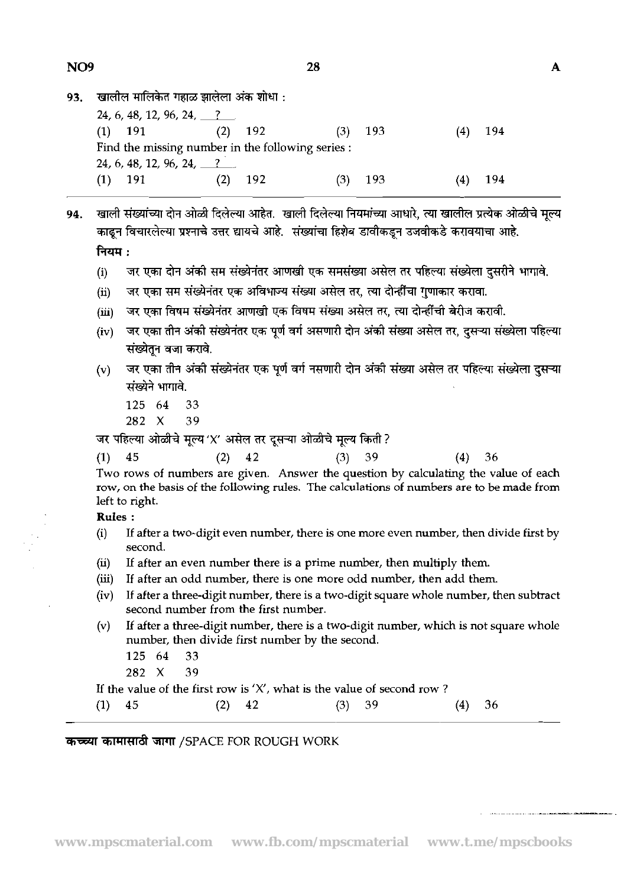93. खालील मालिकेत गहाळ झालेला अंक शोधा :

24, 6, 48, 12, 96, 24, ___?___

(1) 191 (2) 192 (3) 193 (4) 194

Find the missing number in the following series :

24, 6, 48, 12, 96, 24, ___?___

(1) 191 (2) 192 (3) 193 (4) 194

---

94. खाली संख्यांच्या दोन ओळी दिलेल्या आहेत. खाली दिलेल्या नियमांच्या आधारे, त्या खालील प्रत्येक ओळीचे मूल्य काढून विचारलेल्या प्रश्नाचे उत्तर द्यायचे आहे. संख्यांचा हिशेब डावीकडून उजवीकडे करावयाचा आहे.

**नियम :**

(i) जर एका दोन अंकी सम संख्येनंतर आणखी एक समसंख्या असेल तर पहिल्या संख्येला दुसरीने भागावे.

(ii) जर एका सम संख्येनंतर एक अविभाज्य संख्या असेल तर, त्या दोन्हींचा गुणाकार करावा.

(iii) जर एका विषम संख्येनंतर आणखी एक विषम संख्या असेल तर, त्या दोन्हींची बेरीज करावी.

(iv) जर एका तीन अंकी संख्येनंतर एक पूर्ण वर्ग असणारी दोन अंकी संख्या असेल तर, दुसऱ्या संख्येला पहिल्या संख्येतून वजा करावे.

(v) जर एका तीन अंकी संख्येनंतर एक पूर्ण वर्ग नसणारी दोन अंकी संख्या असेल तर पहिल्या संख्येला दुसऱ्या संख्येने भागावे.

125 64 33

282 X 39

जर पहिल्या ओळीचे मूल्य 'X' असेल तर दूसऱ्या ओळीचे मूल्य किती ?

(1) 45 (2) 42 (3) 39 (4) 36

Two rows of numbers are given. Answer the question by calculating the value of each row, on the basis of the following rules. The calculations of numbers are to be made from left to right.

**Rules :**

(i) If after a two-digit even number, there is one more even number, then divide first by second.

(ii) If after an even number there is a prime number, then multiply them.

(iii) If after an odd number, there is one more odd number, then add them.

(iv) If after a three-digit number, there is a two-digit square whole number, then subtract second number from the first number.

(v) If after a three-digit number, there is a two-digit number, which is not square whole number, then divide first number by the second.

125 64 33

282 X 39

If the value of the first row is 'X', what is the value of second row ?

(1) 45 (2) 42 (3) 39 (4) 36

---

**कच्च्या कामासाठी जागा** /SPACE FOR ROUGH WORK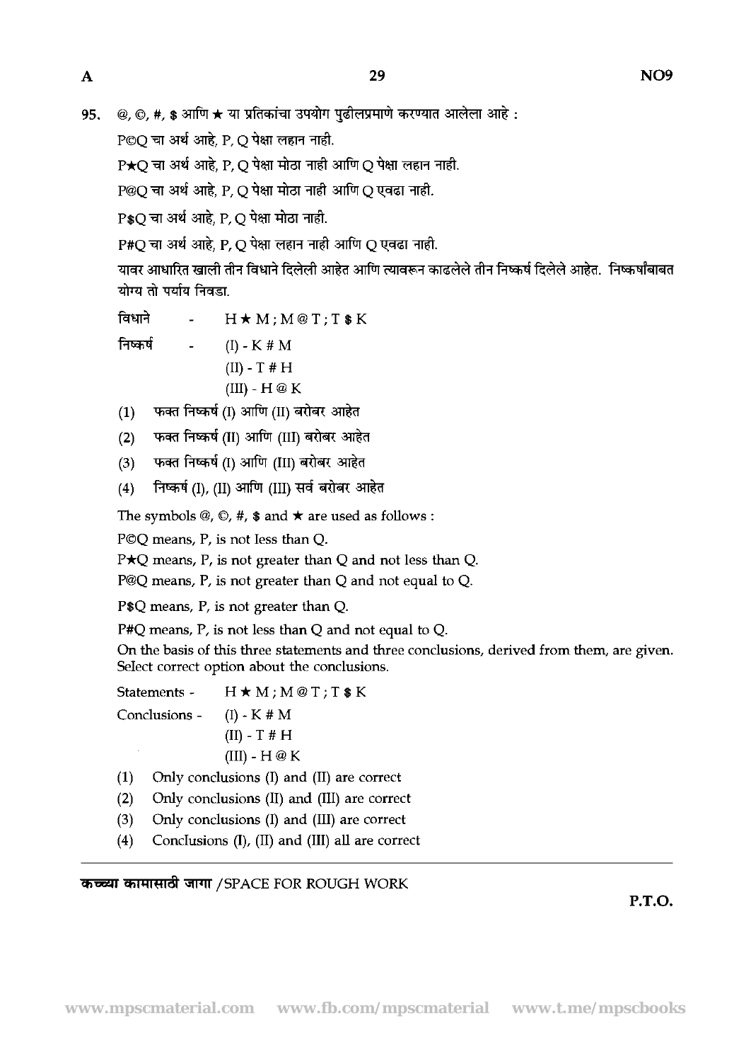95. @, ©, #, $ आणि ★ या प्रतिकांचा उपयोग पुढीलप्रमाणे करण्यात आलेला आहे :

P©Q चा अर्थ आहे, P, Q पेक्षा लहान नाही.

P★Q चा अर्थ आहे, P, Q पेक्षा मोठा नाही आणि Q पेक्षा लहान नाही.

P@Q चा अर्थ आहे, P, Q पेक्षा मोठा नाही आणि Q एवढा नाही.

P$Q चा अर्थ आहे, P, Q पेक्षा मोठा नाही.

P#Q चा अर्थ आहे, P, Q पेक्षा लहान नाही आणि Q एवढा नाही.

यावर आधारित खाली तीन विधाने दिलेली आहेत आणि त्यावरून काढलेले तीन निष्कर्ष दिलेले आहेत. निष्कर्षांबाबत योग्य तो पर्याय निवडा.

विधाने - H ★ M ; M @ T ; T $ K

निष्कर्ष - (I) - K # M
(II) - T # H
(III) - H @ K

(1) फक्त निष्कर्ष (I) आणि (II) बरोबर आहेत
(2) फक्त निष्कर्ष (II) आणि (III) बरोबर आहेत
(3) फक्त निष्कर्ष (I) आणि (III) बरोबर आहेत
(4) निष्कर्ष (I), (II) आणि (III) सर्व बरोबर आहेत

The symbols @, ©, #, $ and ★ are used as follows :

P©Q means, P, is not less than Q.

P★Q means, P, is not greater than Q and not less than Q.

P@Q means, P, is not greater than Q and not equal to Q.

P$Q means, P, is not greater than Q.

P#Q means, P, is not less than Q and not equal to Q.

On the basis of this three statements and three conclusions, derived from them, are given. Select correct option about the conclusions.

Statements - H ★ M ; M @ T ; T $ K

Conclusions - (I) - K # M
(II) - T # H
(III) - H @ K

(1) Only conclusions (I) and (II) are correct
(2) Only conclusions (II) and (III) are correct
(3) Only conclusions (I) and (III) are correct
(4) Conclusions (I), (II) and (III) all are correct

कच्च्या कामासाठी जागा /SPACE FOR ROUGH WORK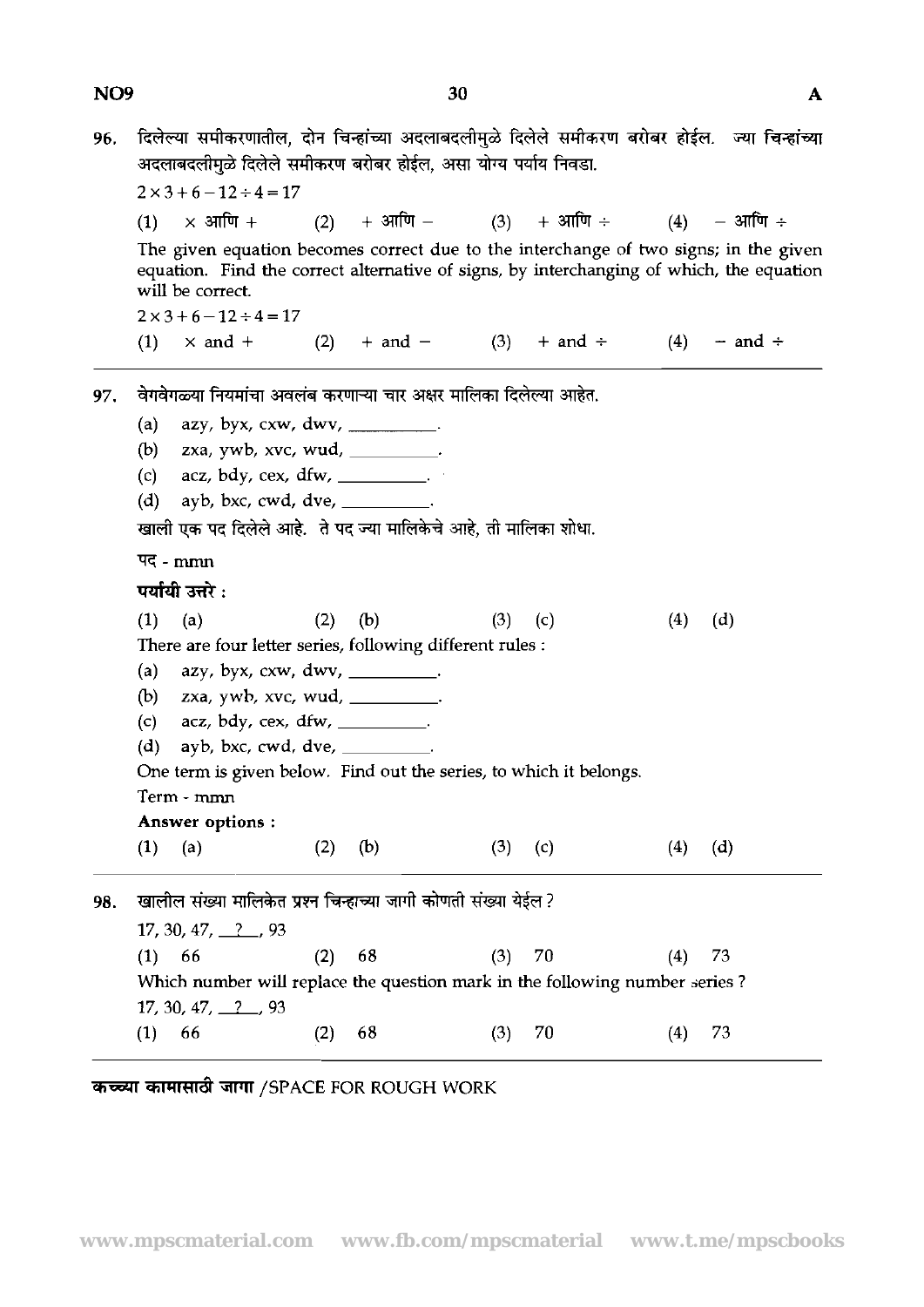96. दिलेल्या समीकरणातील, दोन चिन्हांच्या अदलाबदलीमुळे दिलेले समीकरण बरोबर होईल. ज्या चिन्हांच्या अदलाबदलीमुळे दिलेले समीकरण बरोबर होईल, असा योग्य पर्याय निवडा.

$2 \times 3 + 6 - 12 \div 4 = 17$

(1) $\times$ आणि $+$ (2) $+$ आणि $-$ (3) $+$ आणि $\div$ (4) $-$ आणि $\div$

The given equation becomes correct due to the interchange of two signs; in the given equation. Find the correct alternative of signs, by interchanging of which, the equation will be correct.

$2 \times 3 + 6 - 12 \div 4 = 17$

(1) $\times$ and $+$ (2) $+$ and $-$ (3) $+$ and $\div$ (4) $-$ and $\div$

---

97. वेगवेगळ्या नियमांचा अवलंब करणाऱ्या चार अक्षर मालिका दिलेल्या आहेत.

(a) azy, byx, cxw, dwv, __________.
(b) zxa, ywb, xvc, wud, __________.
(c) acz, bdy, cex, dfw, __________.
(d) ayb, bxc, cwd, dve, __________.

खाली एक पद दिलेले आहे. ते पद ज्या मालिकेचे आहे, ती मालिका शोधा.

पद - mmn

**पर्यायी उत्तरे :**

(1) (a) (2) (b) (3) (c) (4) (d)

There are four letter series, following different rules :

(a) azy, byx, cxw, dwv, __________.
(b) zxa, ywb, xvc, wud, __________.
(c) acz, bdy, cex, dfw, __________.
(d) ayb, bxc, cwd, dve, __________.

One term is given below. Find out the series, to which it belongs.

Term - mmn

**Answer options :**

(1) (a) (2) (b) (3) (c) (4) (d)

---

98. खालील संख्या मालिकेत प्रश्न चिन्हाच्या जागी कोणती संख्या येईल ?

17, 30, 47, __?__, 93

(1) 66 (2) 68 (3) 70 (4) 73

Which number will replace the question mark in the following number series ?

17, 30, 47, __?__, 93

(1) 66 (2) 68 (3) 70 (4) 73

---

**कच्च्या कामासाठी जागा** /SPACE FOR ROUGH WORK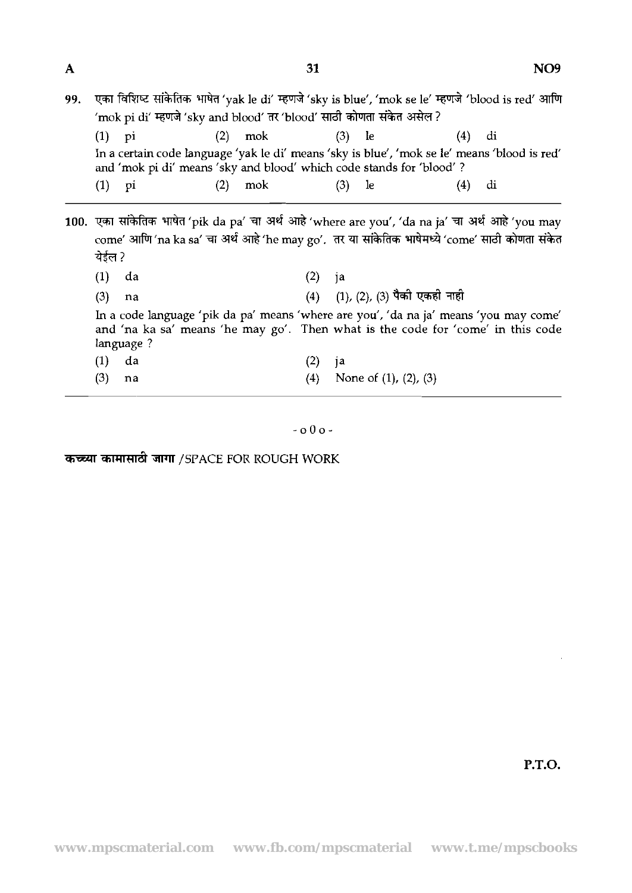99. एका विशिष्ट सांकेतिक भाषेत 'yak le di' म्हणजे 'sky is blue', 'mok se le' म्हणजे 'blood is red' आणि 'mok pi di' म्हणजे 'sky and blood' तर 'blood' साठी कोणता संकेत असेल ?

(1) pi (2) mok (3) le (4) di

In a certain code language 'yak le di' means 'sky is blue', 'mok se le' means 'blood is red' and 'mok pi di' means 'sky and blood' which code stands for 'blood' ?

(1) pi (2) mok (3) le (4) di

---

100. एका सांकेतिक भाषेत 'pik da pa' चा अर्थ आहे 'where are you', 'da na ja' चा अर्थ आहे 'you may come' आणि 'na ka sa' चा अर्थ आहे 'he may go'. तर या सांकेतिक भाषेमध्ये 'come' साठी कोणता संकेत येईल ?

(1) da (2) ja

(3) na (4) (1), (2), (3) पैकी एकही नाही

In a code language 'pik da pa' means 'where are you', 'da na ja' means 'you may come' and 'na ka sa' means 'he may go'. Then what is the code for 'come' in this code language ?

(1) da (2) ja

(3) na (4) None of (1), (2), (3)

---

- o 0 o -

कच्च्या कामासाठी जागा /SPACE FOR ROUGH WORK

P.T.O.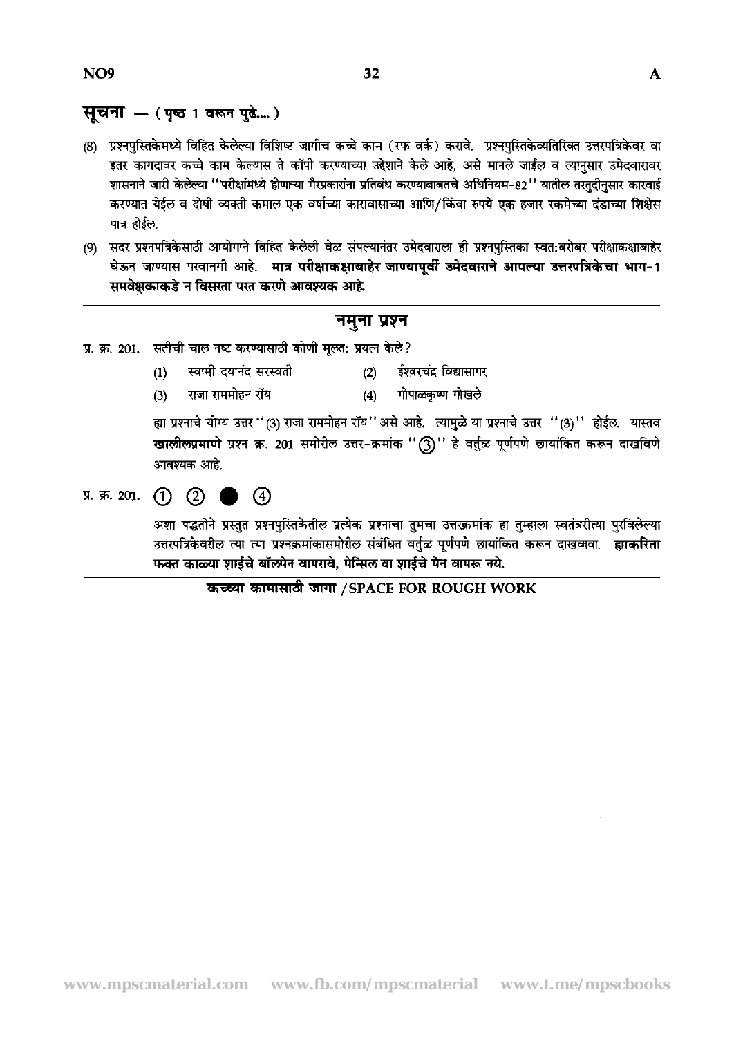## सूचना — (पृष्ठ 1 वरून पुढे....)

(8) प्रश्नपुस्तिकेमध्ये विहित केलेल्या विशिष्ट जागीच कच्चे काम (रफ वर्क) करावे. प्रश्नपुस्तिकेव्यतिरिक्त उत्तरपत्रिकेवर वा इतर कागदावर कच्चे काम केल्यास ते कॉपी करण्याच्या उद्देशाने केले आहे, असे मानले जाईल व त्यानुसार उमेदवारावर शासनाने जारी केलेल्या "परीक्षांमध्ये होणाऱ्या गैरप्रकारांना प्रतिबंध करण्याबाबतचे अधिनियम-82" यातील तरतुदीनुसार कारवाई करण्यात येईल व दोषी व्यक्ती कमाल एक वर्षाच्या कारावासाच्या आणि/किंवा रुपये एक हजार रकमेच्या दंडाच्या शिक्षेस पात्र होईल.

(9) सदर प्रश्नपत्रिकेसाठी आयोगाने विहित केलेली वेळ संपल्यानंतर उमेदवाराला ही प्रश्नपुस्तिका स्वत:बरोबर परीक्षाकक्षाबाहेर घेऊन जाण्यास परवानगी आहे. **मात्र परीक्षाकक्षाबाहेर जाण्यापूर्वी उमेदवाराने आपल्या उत्तरपत्रिकेचा भाग-1 समवेक्षकाकडे न विसरता परत करणे आवश्यक आहे.**

## नमुना प्रश्न

प्र. क्र. 201. सतीची चाल नष्ट करण्यासाठी कोणी मूलत: प्रयत्न केले?

(1) स्वामी दयानंद सरस्वती (2) ईश्वरचंद्र विद्यासागर

(3) राजा राममोहन रॉय (4) गोपाळकृष्ण गोखले

ह्या प्रश्नाचे योग्य उत्तर "(3) राजा राममोहन रॉय" असे आहे. त्यामुळे या प्रश्नाचे उत्तर "(3)" होईल. यास्तव **खालीलप्रमाणे** प्रश्न क्र. 201 समोरील उत्तर-क्रमांक "③" हे वर्तुळ पूर्णपणे छायांकित करून दाखविणे आवश्यक आहे.

प्र. क्र. 201. ① ② ● ④

अशा पद्धतीने प्रस्तुत प्रश्नपुस्तिकेतील प्रत्येक प्रश्नाचा तुमचा उत्तरक्रमांक हा तुम्हाला स्वतंत्ररीत्या पुरविलेल्या उत्तरपत्रिकेवरील त्या त्या प्रश्नक्रमांकासमोरील संबंधित वर्तुळ पूर्णपणे छायांकित करून दाखवावा. **ह्याकरिता फक्त काळ्या शाईचे बॉलपेन वापरावे, पेन्सिल वा शाईचे पेन वापरू नये.**

**कच्च्या कामासाठी जागा /SPACE FOR ROUGH WORK**